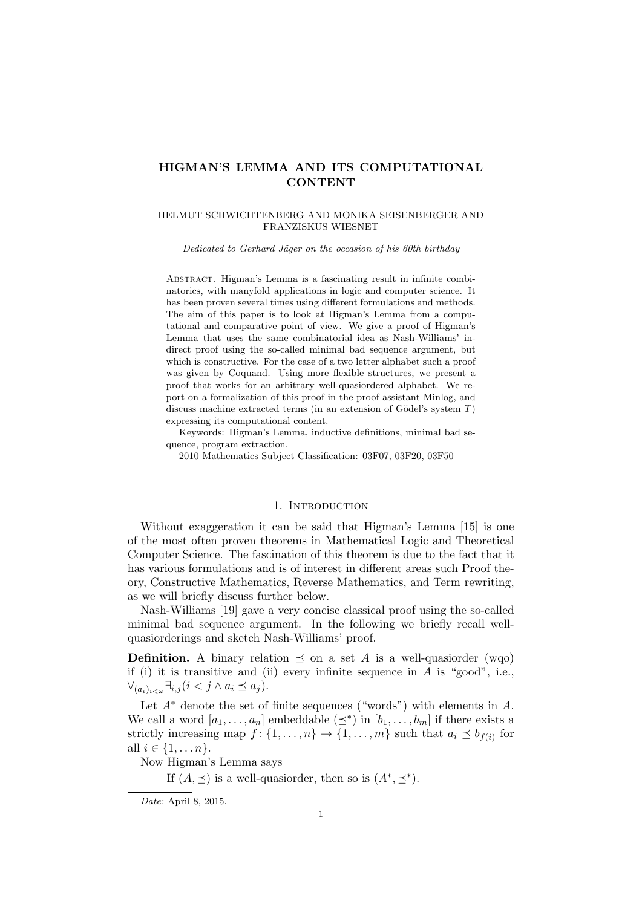# HIGMAN'S LEMMA AND ITS COMPUTATIONAL CONTENT

HELMUT SCHWICHTENBERG AND MONIKA SEISENBERGER AND FRANZISKUS WIESNET

*Dedicated to Gerhard Jäger on the occasion of his 60th birthday*

Abstract. Higman's Lemma is a fascinating result in infinite combinatorics, with manyfold applications in logic and computer science. It has been proven several times using different formulations and methods. The aim of this paper is to look at Higman's Lemma from a computational and comparative point of view. We give a proof of Higman's Lemma that uses the same combinatorial idea as Nash-Williams' indirect proof using the so-called minimal bad sequence argument, but which is constructive. For the case of a two letter alphabet such a proof was given by Coquand. Using more flexible structures, we present a proof that works for an arbitrary well-quasiordered alphabet. We report on a formalization of this proof in the proof assistant Minlog, and discuss machine extracted terms (in an extension of Gödel's system $T$) expressing its computational content.

Keywords: Higman's Lemma, inductive definitions, minimal bad sequence, program extraction.

2010 Mathematics Subject Classification: 03F07, 03F20, 03F50

## 1. Introduction

Without exaggeration it can be said that Higman's Lemma [15] is one of the most often proven theorems in Mathematical Logic and Theoretical Computer Science. The fascination of this theorem is due to the fact that it has various formulations and is of interest in different areas such Proof theory, Constructive Mathematics, Reverse Mathematics, and Term rewriting, as we will briefly discuss further below.

Nash-Williams [19] gave a very concise classical proof using the so-called minimal bad sequence argument. In the following we briefly recall well-quasiorderings and sketch Nash-Williams' proof.

**Definition.** A binary relation $\preceq$ on a set $A$ is a well-quasiorder (wqo) if (i) it is transitive and (ii) every infinite sequence in $A$ is "good", i.e., $\forall_{(a_i)_{i<\omega}} \exists_{i,j} (i < j \wedge a_i \preceq a_j)$.

Let $A^*$ denote the set of finite sequences ("words") with elements in $A$. We call a word $[a_1, \dots, a_n]$ embeddable ($\preceq^*$) in $[b_1, \dots, b_m]$ if there exists a strictly increasing map $f : \{1, \dots, n\} \to \{1, \dots, m\}$ such that $a_i \preceq b_{f(i)}$ for all $i \in \{1, \dots n\}$.

Now Higman's Lemma says

If $(A, \preceq)$ is a well-quasiorder, then so is $(A^*, \preceq^*)$.

*Date*: April 8, 2015.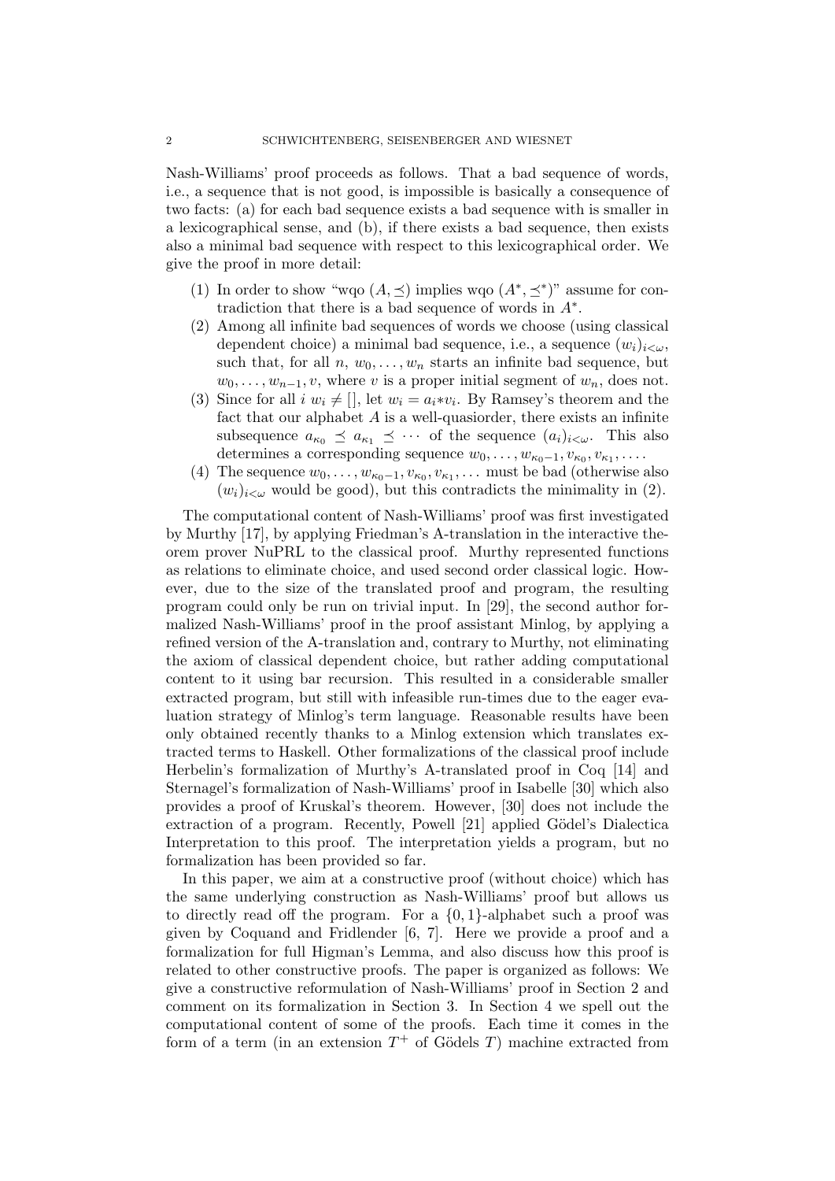Nash-Williams' proof proceeds as follows. That a bad sequence of words, i.e., a sequence that is not good, is impossible is basically a consequence of two facts: (a) for each bad sequence exists a bad sequence with is smaller in a lexicographical sense, and (b), if there exists a bad sequence, then exists also a minimal bad sequence with respect to this lexicographical order. We give the proof in more detail:

1. In order to show "wqo $(A, \preceq)$ implies wqo $(A^*, \preceq^*)$" assume for contradiction that there is a bad sequence of words in $A^*$.
2. Among all infinite bad sequences of words we choose (using classical dependent choice) a minimal bad sequence, i.e., a sequence $(w_i)_{i<\omega}$, such that, for all $n$, $w_0, \dots, w_n$ starts an infinite bad sequence, but $w_0, \dots, w_{n-1}, v$, where $v$ is a proper initial segment of $w_n$, does not.
3. Since for all $i$ $w_i \neq []$, let $w_i = a_i * v_i$. By Ramsey's theorem and the fact that our alphabet $A$ is a well-quasiorder, there exists an infinite subsequence $a_{\kappa_0} \preceq a_{\kappa_1} \preceq \cdots$ of the sequence $(a_i)_{i<\omega}$. This also determines a corresponding sequence $w_0, \dots, w_{\kappa_0 - 1}, v_{\kappa_0}, v_{\kappa_1}, \dots$.
4. The sequence $w_0, \dots, w_{\kappa_0 - 1}, v_{\kappa_0}, v_{\kappa_1}, \dots$ must be bad (otherwise also $(w_i)_{i<\omega}$ would be good), but this contradicts the minimality in (2).

The computational content of Nash-Williams' proof was first investigated by Murthy [17], by applying Friedman's A-translation in the interactive theorem prover NuPRL to the classical proof. Murthy represented functions as relations to eliminate choice, and used second order classical logic. However, due to the size of the translated proof and program, the resulting program could only be run on trivial input. In [29], the second author formalized Nash-Williams' proof in the proof assistant Minlog, by applying a refined version of the A-translation and, contrary to Murthy, not eliminating the axiom of classical dependent choice, but rather adding computational content to it using bar recursion. This resulted in a considerable smaller extracted program, but still with infeasible run-times due to the eager evaluation strategy of Minlog's term language. Reasonable results have been only obtained recently thanks to a Minlog extension which translates extracted terms to Haskell. Other formalizations of the classical proof include Herbelin's formalization of Murthy's A-translated proof in Coq [14] and Sternagel's formalization of Nash-Williams' proof in Isabelle [30] which also provides a proof of Kruskal's theorem. However, [30] does not include the extraction of a program. Recently, Powell [21] applied Gödel's Dialectica Interpretation to this proof. The interpretation yields a program, but no formalization has been provided so far.

In this paper, we aim at a constructive proof (without choice) which has the same underlying construction as Nash-Williams' proof but allows us to directly read off the program. For a $\{0, 1\}$-alphabet such a proof was given by Coquand and Fridlender [6, 7]. Here we provide a proof and a formalization for full Higman's Lemma, and also discuss how this proof is related to other constructive proofs. The paper is organized as follows: We give a constructive reformulation of Nash-Williams' proof in Section 2 and comment on its formalization in Section 3. In Section 4 we spell out the computational content of some of the proofs. Each time it comes in the form of a term (in an extension $T^+$ of Gödels $T$) machine extracted from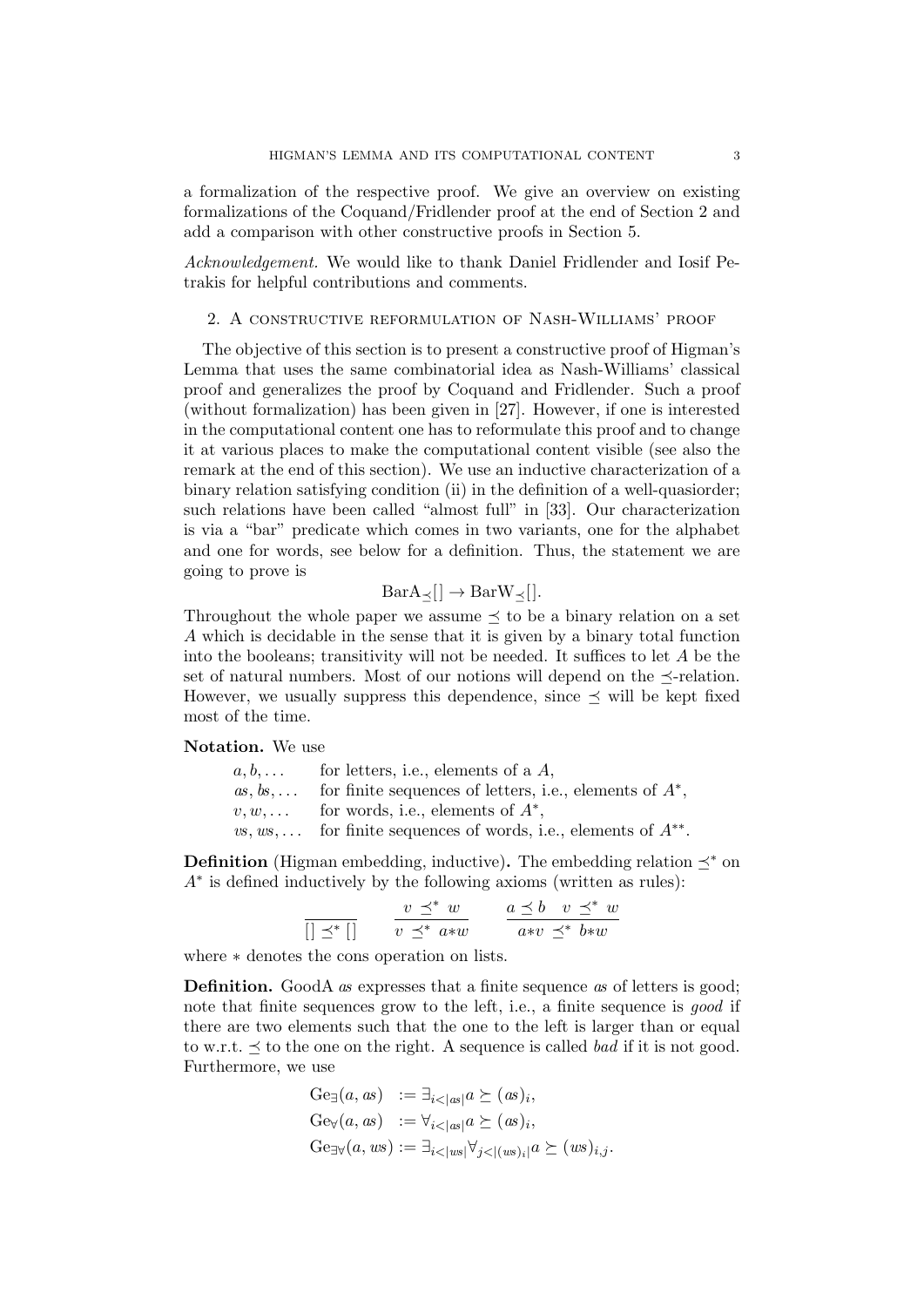a formalization of the respective proof. We give an overview on existing formalizations of the Coquand/Fridlender proof at the end of Section 2 and add a comparison with other constructive proofs in Section 5.

*Acknowledgement.* We would like to thank Daniel Fridlender and Iosif Petrakis for helpful contributions and comments.

## 2. A constructive reformulation of Nash-Williams' proof

The objective of this section is to present a constructive proof of Higman's Lemma that uses the same combinatorial idea as Nash-Williams' classical proof and generalizes the proof by Coquand and Fridlender. Such a proof (without formalization) has been given in [27]. However, if one is interested in the computational content one has to reformulate this proof and to change it at various places to make the computational content visible (see also the remark at the end of this section). We use an inductive characterization of a binary relation satisfying condition (ii) in the definition of a well-quasiorder; such relations have been called "almost full" in [33]. Our characterization is via a "bar" predicate which comes in two variants, one for the alphabet and one for words, see below for a definition. Thus, the statement we are going to prove is

$$\mathrm{BarA}_{\preceq}[] \to \mathrm{BarW}_{\preceq}[].$$

Throughout the whole paper we assume $\preceq$ to be a binary relation on a set $A$ which is decidable in the sense that it is given by a binary total function into the booleans; transitivity will not be needed. It suffices to let $A$ be the set of natural numbers. Most of our notions will depend on the $\preceq$-relation. However, we usually suppress this dependence, since $\preceq$ will be kept fixed most of the time.

**Notation.** We use

- $a, b, \ldots$ for letters, i.e., elements of a $A$,
- $as, bs, \ldots$ for finite sequences of letters, i.e., elements of $A^*$,
- $v, w, \ldots$ for words, i.e., elements of $A^*$,
- $vs, ws, \ldots$ for finite sequences of words, i.e., elements of $A^{**}$.

**Definition** (Higman embedding, inductive)**.** The embedding relation $\preceq^*$ on $A^*$ is defined inductively by the following axioms (written as rules):

$$\frac{}{[] \preceq^* []} \qquad \frac{v \preceq^* w}{v \preceq^* a{*}w} \qquad \frac{a \preceq b \quad v \preceq^* w}{a{*}v \preceq^* b{*}w}$$

where $*$ denotes the cons operation on lists.

**Definition.** GoodA $as$ expresses that a finite sequence $as$ of letters is good; note that finite sequences grow to the left, i.e., a finite sequence is *good* if there are two elements such that the one to the left is larger than or equal to w.r.t. $\preceq$ to the one on the right. A sequence is called *bad* if it is not good. Furthermore, we use

$$\begin{aligned}
\mathrm{Ge}_{\exists}(a, as) &:= \exists_{i<|as|} a \succeq (as)_i, \\
\mathrm{Ge}_{\forall}(a, as) &:= \forall_{i<|as|} a \succeq (as)_i, \\
\mathrm{Ge}_{\exists\forall}(a, ws) &:= \exists_{i<|ws|} \forall_{j<|(ws)_i|} a \succeq (ws)_{i,j}.
\end{aligned}$$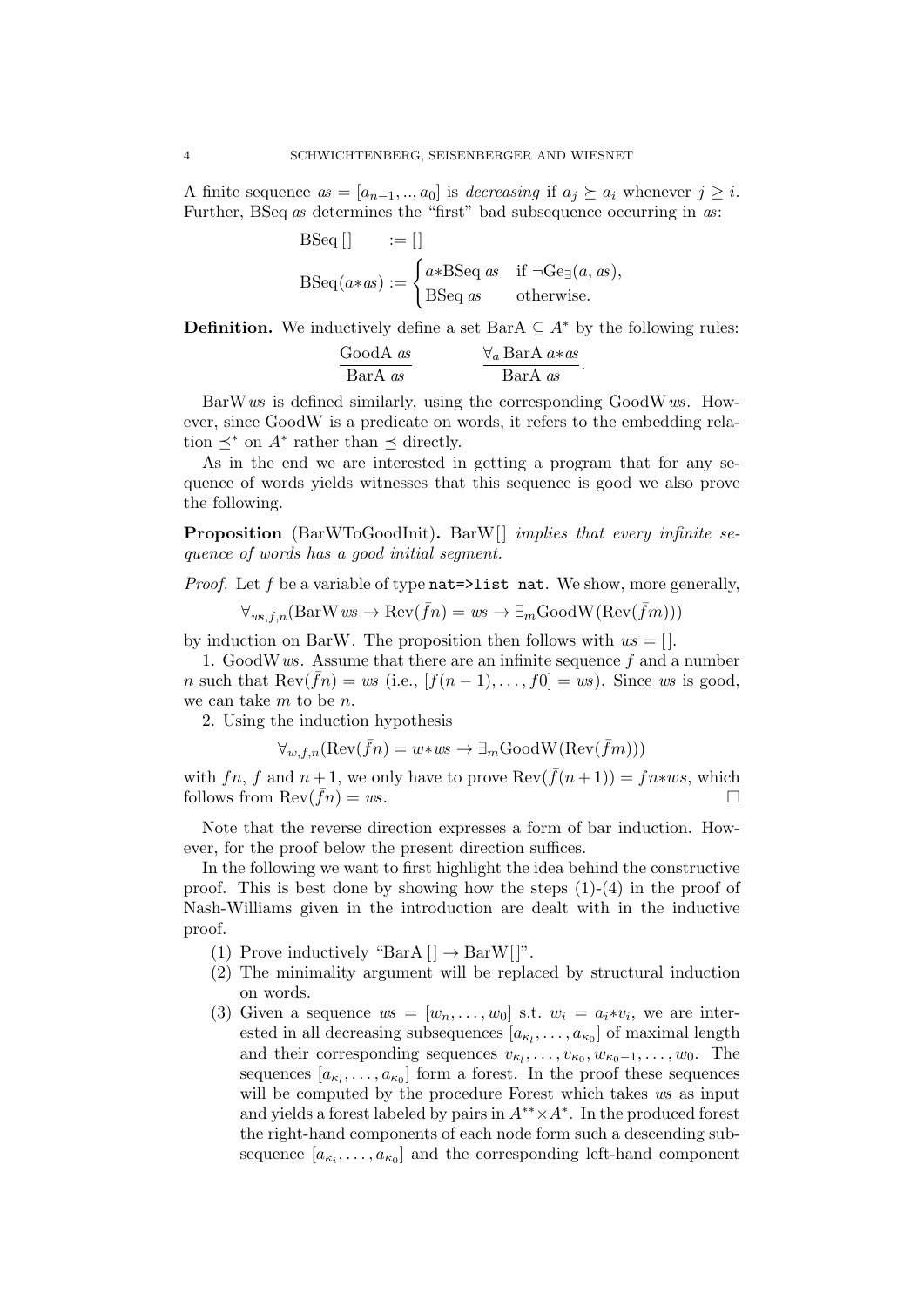A finite sequence $as = [a_{n-1}, .., a_0]$ is *decreasing* if $a_j \succeq a_i$ whenever $j \geq i$. Further, BSeq $as$ determines the "first" bad subsequence occurring in $as$:

$$\text{BSeq}\,[] \quad := []$$

$$\text{BSeq}(a{*}as) := \begin{cases} a{*}\text{BSeq}\,as & \text{if } \neg\text{Ge}_\exists(a, as), \\ \text{BSeq}\,as & \text{otherwise.} \end{cases}$$

**Definition.** We inductively define a set $\text{BarA} \subseteq A^*$ by the following rules:

$$\frac{\text{GoodA}\,as}{\text{BarA}\,as} \qquad \frac{\forall_a \text{BarA}\,a{*}as}{\text{BarA}\,as}.$$

BarW $ws$ is defined similarly, using the corresponding GoodW $ws$. However, since GoodW is a predicate on words, it refers to the embedding relation $\preceq^*$ on $A^*$ rather than $\preceq$ directly.

As in the end we are interested in getting a program that for any sequence of words yields witnesses that this sequence is good we also prove the following.

**Proposition** (BarWToGoodInit)**.** *BarW[] implies that every infinite sequence of words has a good initial segment.*

*Proof.* Let $f$ be a variable of type `nat=>list nat`. We show, more generally,

$$\forall_{ws,f,n}(\text{BarW}\,ws \to \text{Rev}(\bar{f}n) = ws \to \exists_m \text{GoodW}(\text{Rev}(\bar{f}m)))$$

by induction on BarW. The proposition then follows with $ws = []$.

1. GoodW $ws$. Assume that there are an infinite sequence $f$ and a number $n$ such that $\text{Rev}(\bar{f}n) = ws$ (i.e., $[f(n-1), \dots, f0] = ws$). Since $ws$ is good, we can take $m$ to be $n$.

2. Using the induction hypothesis

$$\forall_{w,f,n}(\text{Rev}(\bar{f}n) = w{*}ws \to \exists_m \text{GoodW}(\text{Rev}(\bar{f}m)))$$

with $fn$, $f$ and $n+1$, we only have to prove $\text{Rev}(\bar{f}(n+1)) = fn{*}ws$, which follows from $\text{Rev}(\bar{f}n) = ws$. □

Note that the reverse direction expresses a form of bar induction. However, for the proof below the present direction suffices.

In the following we want to first highlight the idea behind the constructive proof. This is best done by showing how the steps (1)-(4) in the proof of Nash-Williams given in the introduction are dealt with in the inductive proof.

(1) Prove inductively "BarA $[] \to$ BarW[]".
(2) The minimality argument will be replaced by structural induction on words.
(3) Given a sequence $ws = [w_n, \dots, w_0]$ s.t. $w_i = a_i{*}v_i$, we are interested in all decreasing subsequences $[a_{\kappa_l}, \dots, a_{\kappa_0}]$ of maximal length and their corresponding sequences $v_{\kappa_l}, \dots, v_{\kappa_0}, w_{\kappa_0 - 1}, \dots, w_0$. The sequences $[a_{\kappa_l}, \dots, a_{\kappa_0}]$ form a forest. In the proof these sequences will be computed by the procedure Forest which takes $ws$ as input and yields a forest labeled by pairs in $A^{**} \times A^*$. In the produced forest the right-hand components of each node form such a descending subsequence $[a_{\kappa_i}, \dots, a_{\kappa_0}]$ and the corresponding left-hand component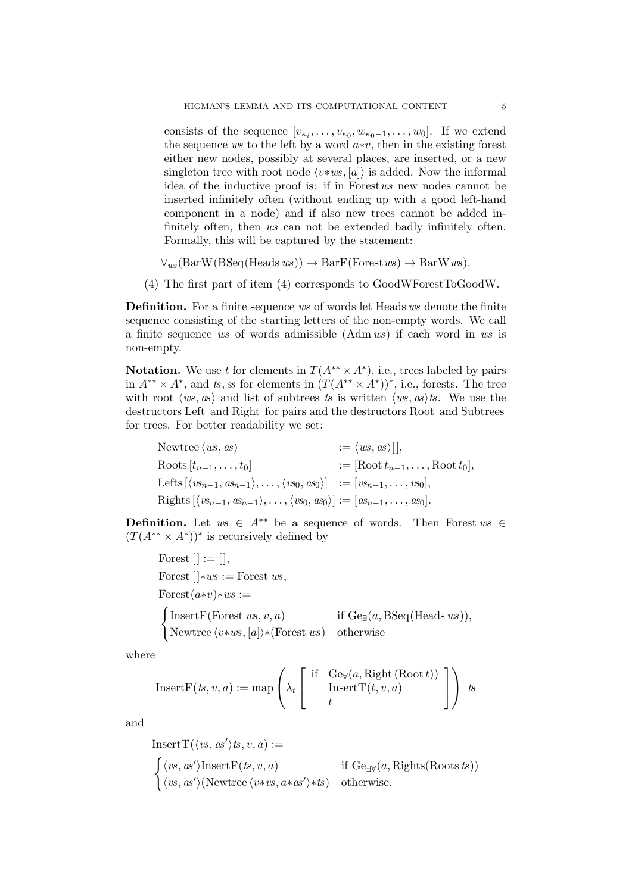consists of the sequence $[v_{\kappa_i}, \ldots, v_{\kappa_0}, w_{\kappa_0 - 1}, \ldots, w_0]$. If we extend the sequence $ws$ to the left by a word $a{*}v$, then in the existing forest either new nodes, possibly at several places, are inserted, or a new singleton tree with root node $\langle v{*}ws, [a]\rangle$ is added. Now the informal idea of the inductive proof is: if in Forest $ws$ new nodes cannot be inserted infinitely often (without ending up with a good left-hand component in a node) and if also new trees cannot be added infinitely often, then $ws$ can not be extended badly infinitely often. Formally, this will be captured by the statement:

$$\forall_{ws}(\mathrm{BarW}(\mathrm{BSeq}(\mathrm{Heads}\, ws)) \to \mathrm{BarF}(\mathrm{Forest}\, ws) \to \mathrm{BarW}\, ws).$$

(4) The first part of item (4) corresponds to GoodWForestToGoodW.

**Definition.** For a finite sequence $ws$ of words let Heads $ws$ denote the finite sequence consisting of the starting letters of the non-empty words. We call a finite sequence $ws$ of words admissible (Adm $ws$) if each word in $ws$ is non-empty.

**Notation.** We use $t$ for elements in $T(A^{**} \times A^*)$, i.e., trees labeled by pairs in $A^{**} \times A^*$, and $ts, ss$ for elements in $(T(A^{**} \times A^*))^*$, i.e., forests. The tree with root $\langle ws, as\rangle$ and list of subtrees $ts$ is written $\langle ws, as\rangle ts$. We use the destructors Left and Right for pairs and the destructors Root and Subtrees for trees. For better readability we set:

$$\begin{aligned}
&\mathrm{Newtree}\,\langle ws, as\rangle && := \langle ws, as\rangle[\,],\\
&\mathrm{Roots}\,[t_{n-1}, \ldots, t_0] && := [\mathrm{Root}\, t_{n-1}, \ldots, \mathrm{Root}\, t_0],\\
&\mathrm{Lefts}\,[\langle vs_{n-1}, as_{n-1}\rangle, \ldots, \langle vs_0, as_0\rangle] && := [vs_{n-1}, \ldots, vs_0],\\
&\mathrm{Rights}\,[\langle vs_{n-1}, as_{n-1}\rangle, \ldots, \langle vs_0, as_0\rangle] && := [as_{n-1}, \ldots, as_0].
\end{aligned}$$

**Definition.** Let $ws \in A^{**}$ be a sequence of words. Then Forest $ws \in (T(A^{**} \times A^*))^*$ is recursively defined by

$$\begin{aligned}
&\mathrm{Forest}\,[\,] := [\,],\\
&\mathrm{Forest}\,[\,]{*}ws := \mathrm{Forest}\ ws,\\
&\mathrm{Forest}(a{*}v){*}ws :=\\
&\begin{cases}
\mathrm{InsertF}(\mathrm{Forest}\ ws, v, a) & \text{if } \mathrm{Ge}_{\exists}(a, \mathrm{BSeq}(\mathrm{Heads}\ ws)),\\
\mathrm{Newtree}\,\langle v{*}ws, [a]\rangle{*}(\mathrm{Forest}\ ws) & \text{otherwise}
\end{cases}
\end{aligned}$$

where

$$\mathrm{InsertF}(ts, v, a) := \mathrm{map}\left(\lambda_t \left[\begin{array}{ll} \text{if} & \mathrm{Ge}_{\forall}(a, \mathrm{Right}\,(\mathrm{Root}\, t))\\ & \mathrm{InsertT}(t, v, a)\\ & t \end{array}\right]\right)\ ts$$

and

$$\begin{aligned}
&\mathrm{InsertT}(\langle vs, as'\rangle ts, v, a) :=\\
&\begin{cases}
\langle vs, as'\rangle \mathrm{InsertF}(ts, v, a) & \text{if } \mathrm{Ge}_{\exists\forall}(a, \mathrm{Rights}(\mathrm{Roots}\, ts))\\
\langle vs, as'\rangle(\mathrm{Newtree}\,\langle v{*}vs, a{*}as'\rangle{*}ts) & \text{otherwise.}
\end{cases}
\end{aligned}$$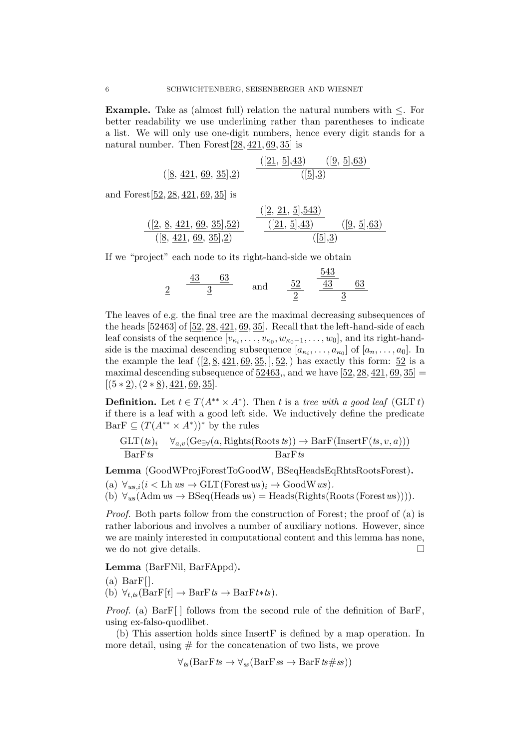**Example.** Take as (almost full) relation the natural numbers with $\leq$. For better readability we use underlining rather than parentheses to indicate a list. We will only use one-digit numbers, hence every digit stands for a natural number. Then Forest$[\underline{28}, \underline{421}, \underline{69}, \underline{35}]$ is

$$([\underline{8},\ \underline{421},\ \underline{69},\ \underline{35}],\underline{2}) \qquad \frac{([\underline{21},\ \underline{5}],\underline{43}) \qquad ([\underline{9},\ \underline{5}],\underline{63})}{([\underline{5}],\underline{3})}$$

and Forest$[\underline{52}, \underline{28}, \underline{421}, \underline{69}, \underline{35}]$ is

$$\frac{([\underline{2},\ \underline{8},\ \underline{421},\ \underline{69},\ \underline{35}],\underline{52})}{([\underline{8},\ \underline{421},\ \underline{69},\ \underline{35}],\underline{2})} \qquad \frac{\dfrac{([\underline{2},\ \underline{21},\ \underline{5}],\underline{543})}{([\underline{21},\ \underline{5}],\underline{43})} \qquad ([\underline{9},\ \underline{5}],\underline{63})}{([\underline{5}],\underline{3})}$$

If we "project" each node to its right-hand-side we obtain

$$\underline{2} \qquad \frac{\underline{43} \qquad \underline{63}}{\underline{3}} \qquad \text{and} \qquad \frac{\underline{52}}{\underline{2}} \qquad \frac{\dfrac{\underline{543}}{\underline{43}} \qquad \underline{63}}{\underline{3}}$$

The leaves of e.g. the final tree are the maximal decreasing subsequences of the heads [52463] of $[\underline{52}, \underline{28}, \underline{421}, \underline{69}, \underline{35}]$. Recall that the left-hand-side of each leaf consists of the sequence $[v_{\kappa_i}, \ldots, v_{\kappa_0}, w_{\kappa_0 - 1}, \ldots, w_0]$, and its right-hand-side is the maximal descending subsequence $[a_{\kappa_i}, \ldots, a_{\kappa_0}]$ of $[a_n, \ldots, a_0]$. In the example the leaf $([\underline{2}, \underline{8}, \underline{421}, \underline{69}, \underline{35}, ], \underline{52}, )$ has exactly this form: $\underline{52}$ is a maximal descending subsequence of $\underline{52463}$,, and we have $[\underline{52}, \underline{28}, \underline{421}, \underline{69}, \underline{35}] = [(5 * \underline{2}), (2 * \underline{8}), \underline{421}, \underline{69}, \underline{35}]$.

**Definition.** Let $t \in T(A^{**} \times A^*)$. Then $t$ is a *tree with a good leaf* (GLT $t$) if there is a leaf with a good left side. We inductively define the predicate $\mathrm{BarF} \subseteq (T(A^{**} \times A^*))^*$ by the rules

$$\frac{\mathrm{GLT}(ts)_i}{\mathrm{BarF}\, ts} \qquad \frac{\forall_{a,v}(\mathrm{Ge}_{\exists\forall}(a, \mathrm{Rights}(\mathrm{Roots}\, ts)) \to \mathrm{BarF}(\mathrm{InsertF}(ts, v, a)))}{\mathrm{BarF}\, ts}$$

**Lemma** (GoodWProjForestToGoodW, BSeqHeadsEqRhtsRootsForest)**.**

(a) $\forall_{ws,i}(i < \mathrm{Lh}\, ws \to \mathrm{GLT}(\mathrm{Forest}\, ws)_i \to \mathrm{GoodW}\, ws)$.

(b) $\forall_{ws}(\mathrm{Adm}\, ws \to \mathrm{BSeq}(\mathrm{Heads}\, ws) = \mathrm{Heads}(\mathrm{Rights}(\mathrm{Roots}\,(\mathrm{Forest}\, ws))))$.

*Proof.* Both parts follow from the construction of Forest; the proof of (a) is rather laborious and involves a number of auxiliary notions. However, since we are mainly interested in computational content and this lemma has none, we do not give details. □

**Lemma** (BarFNil, BarFAppd)**.**

(a) $\mathrm{BarF}[\,]$.

(b) $\forall_{t,ts}(\mathrm{BarF}[t] \to \mathrm{BarF}\, ts \to \mathrm{BarF}\, t{*}ts)$.

*Proof.* (a) $\mathrm{BarF}[\,]$ follows from the second rule of the definition of BarF, using ex-falso-quodlibet.

(b) This assertion holds since InsertF is defined by a map operation. In more detail, using # for the concatenation of two lists, we prove

$$\forall_{ts}(\mathrm{BarF}\, ts \to \forall_{ss}(\mathrm{BarF}\, ss \to \mathrm{BarF}\, ts \# ss))$$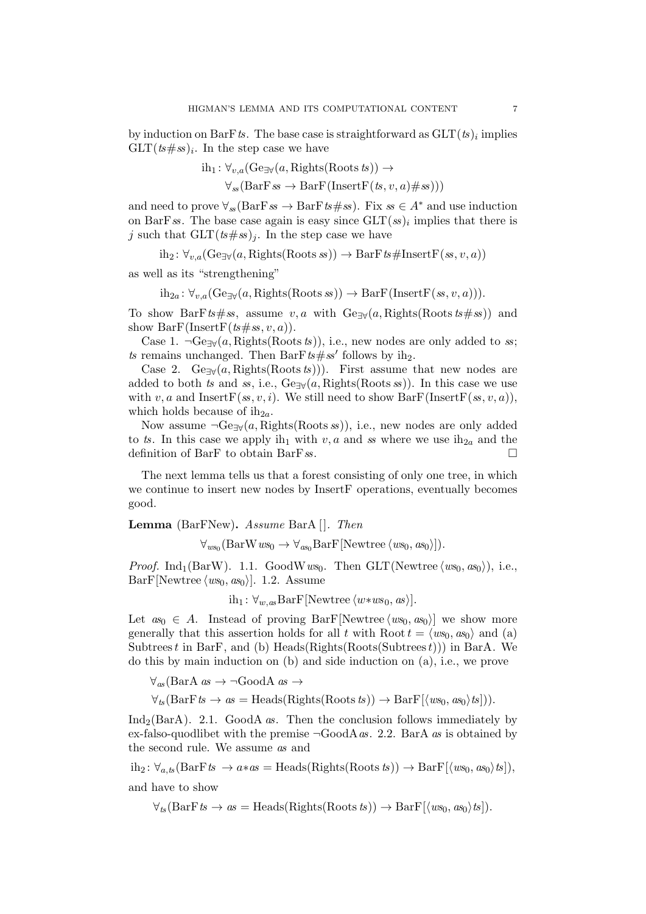by induction on $\mathrm{BarF}\, ts$. The base case is straightforward as $\mathrm{GLT}(ts)_i$ implies $\mathrm{GLT}(ts\#ss)_i$. In the step case we have

$$\mathrm{ih}_1\colon \forall_{v,a}(\mathrm{Ge}_{\exists\forall}(a, \mathrm{Rights}(\mathrm{Roots}\, ts)) \to \forall_{ss}(\mathrm{BarF}\, ss \to \mathrm{BarF}(\mathrm{InsertF}(ts, v, a)\#ss)))$$

and need to prove $\forall_{ss}(\mathrm{BarF}\, ss \to \mathrm{BarF}\, ts\#ss)$. Fix $ss \in A^*$ and use induction on $\mathrm{BarF}\, ss$. The base case again is easy since $\mathrm{GLT}(ss)_i$ implies that there is $j$ such that $\mathrm{GLT}(ts\#ss)_j$. In the step case we have

$$\mathrm{ih}_2\colon \forall_{v,a}(\mathrm{Ge}_{\exists\forall}(a, \mathrm{Rights}(\mathrm{Roots}\, ss)) \to \mathrm{BarF}\, ts\#\mathrm{InsertF}(ss, v, a))$$

as well as its "strengthening"

$$\mathrm{ih}_{2a}\colon \forall_{v,a}(\mathrm{Ge}_{\exists\forall}(a, \mathrm{Rights}(\mathrm{Roots}\, ss)) \to \mathrm{BarF}(\mathrm{InsertF}(ss, v, a))).$$

To show $\mathrm{BarF}\, ts\#ss$, assume $v, a$ with $\mathrm{Ge}_{\exists\forall}(a, \mathrm{Rights}(\mathrm{Roots}\, ts\#ss))$ and show $\mathrm{BarF}(\mathrm{InsertF}(ts\#ss, v, a))$.

Case 1. $\neg\mathrm{Ge}_{\exists\forall}(a, \mathrm{Rights}(\mathrm{Roots}\, ts))$, i.e., new nodes are only added to $ss$; $ts$ remains unchanged. Then $\mathrm{BarF}\, ts\#ss'$ follows by $\mathrm{ih}_2$.

Case 2. $\mathrm{Ge}_{\exists\forall}(a, \mathrm{Rights}(\mathrm{Roots}\, ts)))$. First assume that new nodes are added to both $ts$ and $ss$, i.e., $\mathrm{Ge}_{\exists\forall}(a, \mathrm{Rights}(\mathrm{Roots}\, ss))$. In this case we use with $v, a$ and $\mathrm{InsertF}(ss, v, i)$. We still need to show $\mathrm{BarF}(\mathrm{InsertF}(ss, v, a))$, which holds because of $\mathrm{ih}_{2a}$.

Now assume $\neg\mathrm{Ge}_{\exists\forall}(a, \mathrm{Rights}(\mathrm{Roots}\, ss))$, i.e., new nodes are only added to $ts$. In this case we apply $\mathrm{ih}_1$ with $v, a$ and $ss$ where we use $\mathrm{ih}_{2a}$ and the definition of BarF to obtain $\mathrm{BarF}\, ss$. □

The next lemma tells us that a forest consisting of only one tree, in which we continue to insert new nodes by InsertF operations, eventually becomes good.

**Lemma** (BarFNew)**.** *Assume* $\mathrm{BarA}\,[]$. *Then*

$$\forall_{ws_0}(\mathrm{BarW}\, ws_0 \to \forall_{as_0}\mathrm{BarF}\,[\mathrm{Newtree}\,\langle ws_0, as_0\rangle]).$$

*Proof.* $\mathrm{Ind}_1(\mathrm{BarW})$. 1.1. $\mathrm{GoodW}\, ws_0$. Then $\mathrm{GLT}(\mathrm{Newtree}\,\langle ws_0, as_0\rangle)$, i.e., $\mathrm{BarF}\,[\mathrm{Newtree}\,\langle ws_0, as_0\rangle]$. 1.2. Assume

$$\mathrm{ih}_1\colon \forall_{w,as}\mathrm{BarF}\,[\mathrm{Newtree}\,\langle w{*}ws_0, as\rangle].$$

Let $as_0 \in A$. Instead of proving $\mathrm{BarF}\,[\mathrm{Newtree}\,\langle ws_0, as_0\rangle]$ we show more generally that this assertion holds for all $t$ with $\mathrm{Root}\, t = \langle ws_0, as_0\rangle$ and (a) $\mathrm{Subtrees}\, t$ in BarF, and (b) $\mathrm{Heads}(\mathrm{Rights}(\mathrm{Roots}(\mathrm{Subtrees}\, t)))$ in BarA. We do this by main induction on (b) and side induction on (a), i.e., we prove

$$\forall_{as}(\mathrm{BarA}\; as \to \neg\mathrm{GoodA}\; as \to$$
$$\forall_{ts}(\mathrm{BarF}\, ts \to as = \mathrm{Heads}(\mathrm{Rights}(\mathrm{Roots}\, ts)) \to \mathrm{BarF}[\langle ws_0, as_0\rangle ts])).$$

$\mathrm{Ind}_2(\mathrm{BarA})$. 2.1. $\mathrm{GoodA}\; as$. Then the conclusion follows immediately by ex-falso-quodlibet with the premise $\neg\mathrm{GoodA}\, as$. 2.2. $\mathrm{BarA}\; as$ is obtained by the second rule. We assume $as$ and

$$\mathrm{ih}_2\colon \forall_{a,ts}(\mathrm{BarF}\, ts \to a{*}as = \mathrm{Heads}(\mathrm{Rights}(\mathrm{Roots}\, ts)) \to \mathrm{BarF}[\langle ws_0, as_0\rangle ts]),$$

and have to show

$$\forall_{ts}(\mathrm{BarF}\, ts \to as = \mathrm{Heads}(\mathrm{Rights}(\mathrm{Roots}\, ts)) \to \mathrm{BarF}[\langle ws_0, as_0\rangle ts]).$$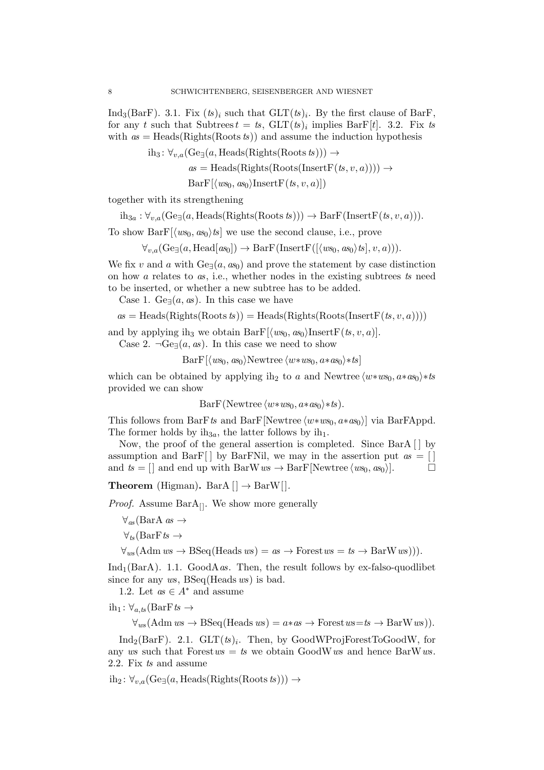$\mathrm{Ind}_3(\mathrm{BarF})$. 3.1. Fix $(ts)_i$ such that $\mathrm{GLT}(ts)_i$. By the first clause of BarF, for any $t$ such that $\mathrm{Subtrees}\, t = ts$, $\mathrm{GLT}(ts)_i$ implies $\mathrm{BarF}[t]$. 3.2. Fix $ts$ with $as = \mathrm{Heads}(\mathrm{Rights}(\mathrm{Roots}\, ts))$ and assume the induction hypothesis

$$\begin{aligned}
\mathrm{ih}_3\colon \forall_{v,a}(&\mathrm{Ge}_\exists(a, \mathrm{Heads}(\mathrm{Rights}(\mathrm{Roots}\, ts))) \to \\
&as = \mathrm{Heads}(\mathrm{Rights}(\mathrm{Roots}(\mathrm{InsertF}(ts, v, a)))) \to \\
&\mathrm{BarF}[\langle ws_0, as_0\rangle \mathrm{InsertF}(ts, v, a)])
\end{aligned}$$

together with its strengthening

$$\mathrm{ih}_{3a}\colon \forall_{v,a}(\mathrm{Ge}_\exists(a, \mathrm{Heads}(\mathrm{Rights}(\mathrm{Roots}\, ts))) \to \mathrm{BarF}(\mathrm{InsertF}(ts, v, a))).$$

To show $\mathrm{BarF}[\langle ws_0, as_0\rangle ts]$ we use the second clause, i.e., prove

$$\forall_{v,a}(\mathrm{Ge}_\exists(a, \mathrm{Head}[as_0]) \to \mathrm{BarF}(\mathrm{InsertF}([\langle ws_0, as_0\rangle ts], v, a))).$$

We fix $v$ and $a$ with $\mathrm{Ge}_\exists(a, as_0)$ and prove the statement by case distinction on how $a$ relates to $as$, i.e., whether nodes in the existing subtrees $ts$ need to be inserted, or whether a new subtree has to be added.

Case 1. $\mathrm{Ge}_\exists(a, as)$. In this case we have

$$as = \mathrm{Heads}(\mathrm{Rights}(\mathrm{Roots}\, ts)) = \mathrm{Heads}(\mathrm{Rights}(\mathrm{Roots}(\mathrm{InsertF}(ts, v, a))))$$

and by applying $\mathrm{ih}_3$ we obtain $\mathrm{BarF}[\langle ws_0, as_0\rangle \mathrm{InsertF}(ts, v, a)]$.

Case 2. $\neg\mathrm{Ge}_\exists(a, as)$. In this case we need to show

$$\mathrm{BarF}[\langle ws_0, as_0\rangle \mathrm{Newtree}\, \langle w{*}ws_0, a{*}as_0\rangle{*}ts]$$

which can be obtained by applying $\mathrm{ih}_2$ to $a$ and $\mathrm{Newtree}\, \langle w{*}ws_0, a{*}as_0\rangle{*}ts$ provided we can show

$$\mathrm{BarF}(\mathrm{Newtree}\, \langle w{*}ws_0, a{*}as_0\rangle{*}ts).$$

This follows from $\mathrm{BarF}\, ts$ and $\mathrm{BarF}[\mathrm{Newtree}\, \langle w{*}ws_0, a{*}as_0\rangle]$ via BarFAppd. The former holds by $\mathrm{ih}_{3a}$, the latter follows by $\mathrm{ih}_1$.

Now, the proof of the general assertion is completed. Since $\mathrm{BarA}\,[\,]$ by assumption and $\mathrm{BarF}[\,]$ by BarFNil, we may in the assertion put $as = [\,]$ and $ts = [\,]$ and end up with $\mathrm{BarW}\, ws \to \mathrm{BarF}[\mathrm{Newtree}\, \langle ws_0, as_0\rangle]$. □

**Theorem** (Higman)**.** $\mathrm{BarA}\,[\,] \to \mathrm{BarW}[\,]$.

*Proof.* Assume $\mathrm{BarA}_{[]}$. We show more generally

$$\begin{aligned}
&\forall_{as}(\mathrm{BarA}\; as \to \\
&\forall_{ts}(\mathrm{BarF}\, ts \to \\
&\forall_{ws}(\mathrm{Adm}\, ws \to \mathrm{BSeq}(\mathrm{Heads}\, ws) = as \to \mathrm{Forest}\, ws = ts \to \mathrm{BarW}\, ws))).
\end{aligned}$$

$\mathrm{Ind}_1(\mathrm{BarA})$. 1.1. $\mathrm{GoodA}\, as$. Then, the result follows by ex-falso-quodlibet since for any $ws$, $\mathrm{BSeq}(\mathrm{Heads}\, ws)$ is bad.

1.2. Let $as \in A^*$ and assume

$$\begin{aligned}
\mathrm{ih}_1\colon \forall_{a,ts}(&\mathrm{BarF}\, ts \to \\
&\forall_{ws}(\mathrm{Adm}\, ws \to \mathrm{BSeq}(\mathrm{Heads}\, ws) = a{*}as \to \mathrm{Forest}\, ws{=}ts \to \mathrm{BarW}\, ws)).
\end{aligned}$$

$\mathrm{Ind}_2(\mathrm{BarF})$. 2.1. $\mathrm{GLT}(ts)_i$. Then, by GoodWProjForestToGoodW, for any $ws$ such that $\mathrm{Forest}\, ws = ts$ we obtain $\mathrm{GoodW}\, ws$ and hence $\mathrm{BarW}\, ws$. 2.2. Fix $ts$ and assume

$$\mathrm{ih}_2\colon \forall_{v,a}(\mathrm{Ge}_\exists(a, \mathrm{Heads}(\mathrm{Rights}(\mathrm{Roots}\, ts))) \to$$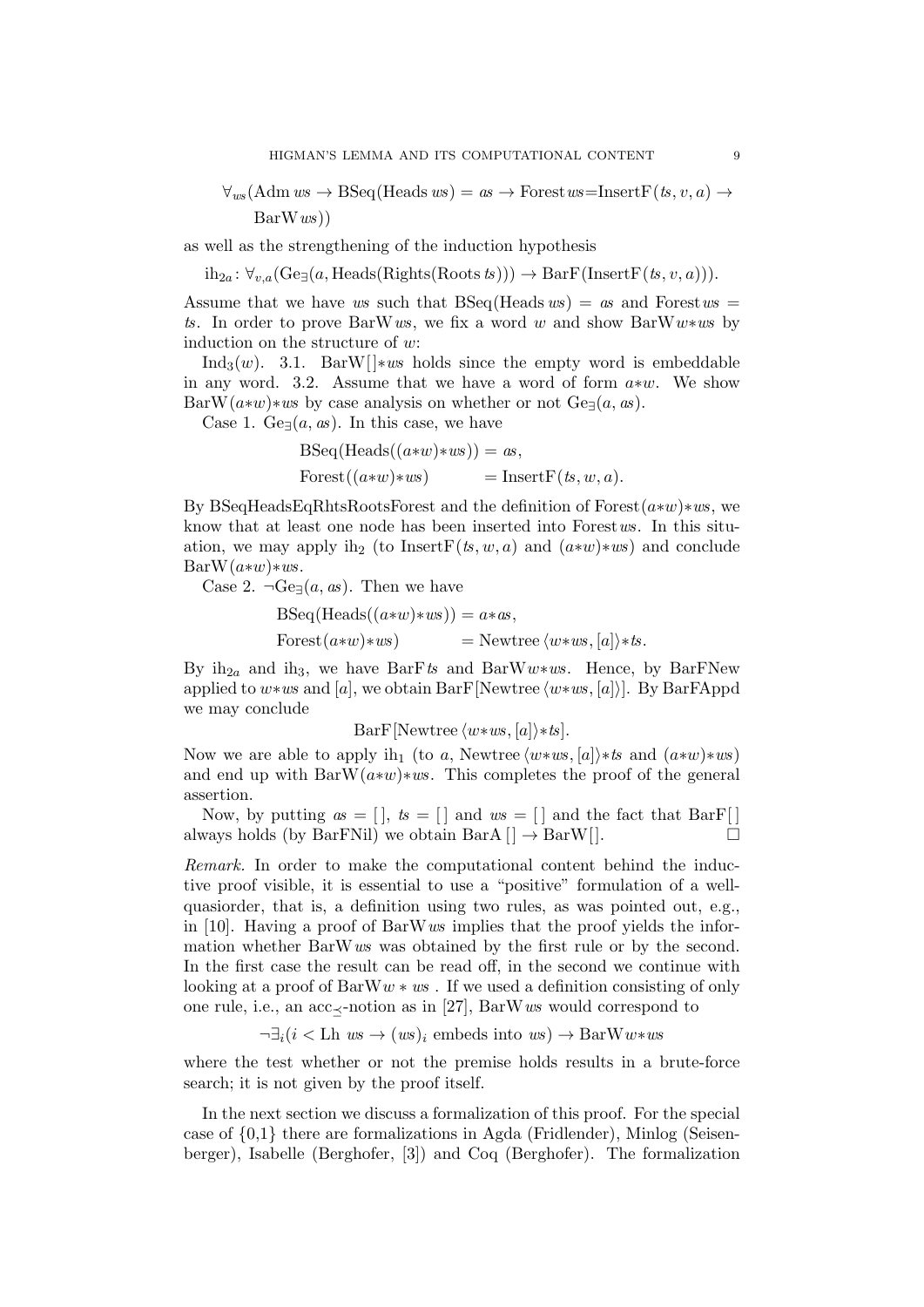$$\forall_{ws}(\mathrm{Adm}\, ws \to \mathrm{BSeq}(\mathrm{Heads}\, ws) = as \to \mathrm{Forest}\, ws{=}\mathrm{InsertF}(ts, v, a) \to \mathrm{BarW}\, ws))$$

as well as the strengthening of the induction hypothesis

$$\mathrm{ih}_{2a}\colon \forall_{v,a}(\mathrm{Ge}_{\exists}(a, \mathrm{Heads}(\mathrm{Rights}(\mathrm{Roots}\, ts))) \to \mathrm{BarF}(\mathrm{InsertF}(ts, v, a))).$$

Assume that we have $ws$ such that $\mathrm{BSeq}(\mathrm{Heads}\, ws) = as$ and $\mathrm{Forest}\, ws = ts$. In order to prove $\mathrm{BarW}\, ws$, we fix a word $w$ and show $\mathrm{BarW}\, w{*}ws$ by induction on the structure of $w$:

$\mathrm{Ind}_3(w)$. 3.1. $\mathrm{BarW}[\,]{*}ws$ holds since the empty word is embeddable in any word. 3.2. Assume that we have a word of form $a{*}w$. We show $\mathrm{BarW}(a{*}w){*}ws$ by case analysis on whether or not $\mathrm{Ge}_{\exists}(a, as)$.

Case 1. $\mathrm{Ge}_{\exists}(a, as)$. In this case, we have

$$\begin{aligned} \mathrm{BSeq}(\mathrm{Heads}((a{*}w){*}ws)) &= as, \\ \mathrm{Forest}((a{*}w){*}ws) &= \mathrm{InsertF}(ts, w, a). \end{aligned}$$

By BSeqHeadsEqRhtsRootsForest and the definition of $\mathrm{Forest}(a{*}w){*}ws$, we know that at least one node has been inserted into $\mathrm{Forest}\, ws$. In this situation, we may apply $\mathrm{ih}_2$ (to $\mathrm{InsertF}(ts, w, a)$ and $(a{*}w){*}ws$) and conclude $\mathrm{BarW}(a{*}w){*}ws$.

Case 2. $\neg\mathrm{Ge}_{\exists}(a, as)$. Then we have

$$\begin{aligned} \mathrm{BSeq}(\mathrm{Heads}((a{*}w){*}ws)) &= a{*}as, \\ \mathrm{Forest}(a{*}w){*}ws) &= \mathrm{Newtree}\,\langle w{*}ws, [a]\rangle{*}ts. \end{aligned}$$

By $\mathrm{ih}_{2a}$ and $\mathrm{ih}_3$, we have $\mathrm{BarF}\, ts$ and $\mathrm{BarW}\, w{*}ws$. Hence, by BarFNew applied to $w{*}ws$ and $[a]$, we obtain $\mathrm{BarF}[\mathrm{Newtree}\,\langle w{*}ws, [a]\rangle]$. By BarFAppd we may conclude

$$\mathrm{BarF}[\mathrm{Newtree}\,\langle w{*}ws, [a]\rangle{*}ts].$$

Now we are able to apply $\mathrm{ih}_1$ (to $a$, $\mathrm{Newtree}\,\langle w{*}ws, [a]\rangle{*}ts$ and $(a{*}w){*}ws$) and end up with $\mathrm{BarW}(a{*}w){*}ws$. This completes the proof of the general assertion.

Now, by putting $as = [\,]$, $ts = [\,]$ and $ws = [\,]$ and the fact that $\mathrm{BarF}[\,]$ always holds (by BarFNil) we obtain $\mathrm{BarA}\,[\,] \to \mathrm{BarW}[\,]$. $\square$

*Remark.* In order to make the computational content behind the inductive proof visible, it is essential to use a "positive" formulation of a well-quasiorder, that is, a definition using two rules, as was pointed out, e.g., in [10]. Having a proof of $\mathrm{BarW}\, ws$ implies that the proof yields the information whether $\mathrm{BarW}\, ws$ was obtained by the first rule or by the second. In the first case the result can be read off, in the second we continue with looking at a proof of $\mathrm{BarW}\, w * ws$ . If we used a definition consisting of only one rule, i.e., an $\mathrm{acc}_{\preceq}$-notion as in [27], $\mathrm{BarW}\, ws$ would correspond to

$$\neg\exists_i(i < \mathrm{Lh}\ ws \to (ws)_i \text{ embeds into } ws) \to \mathrm{BarW}\, w{*}ws$$

where the test whether or not the premise holds results in a brute-force search; it is not given by the proof itself.

In the next section we discuss a formalization of this proof. For the special case of {0,1} there are formalizations in Agda (Fridlender), Minlog (Seisenberger), Isabelle (Berghofer, [3]) and Coq (Berghofer). The formalization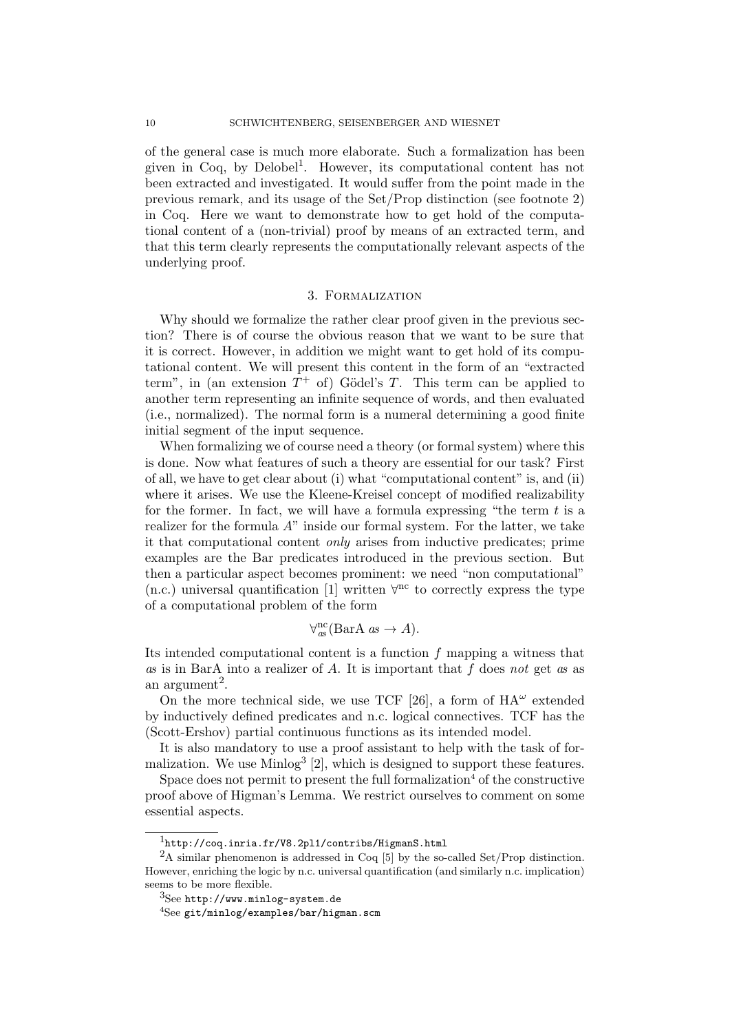of the general case is much more elaborate. Such a formalization has been given in Coq, by Delobel[1]. However, its computational content has not been extracted and investigated. It would suffer from the point made in the previous remark, and its usage of the Set/Prop distinction (see footnote 2) in Coq. Here we want to demonstrate how to get hold of the computational content of a (non-trivial) proof by means of an extracted term, and that this term clearly represents the computationally relevant aspects of the underlying proof.

## 3. Formalization

Why should we formalize the rather clear proof given in the previous section? There is of course the obvious reason that we want to be sure that it is correct. However, in addition we might want to get hold of its computational content. We will present this content in the form of an "extracted term", in (an extension $T^+$ of) Gödel's $T$. This term can be applied to another term representing an infinite sequence of words, and then evaluated (i.e., normalized). The normal form is a numeral determining a good finite initial segment of the input sequence.

When formalizing we of course need a theory (or formal system) where this is done. Now what features of such a theory are essential for our task? First of all, we have to get clear about (i) what "computational content" is, and (ii) where it arises. We use the Kleene-Kreisel concept of modified realizability for the former. In fact, we will have a formula expressing "the term $t$ is a realizer for the formula $A$" inside our formal system. For the latter, we take it that computational content *only* arises from inductive predicates; prime examples are the Bar predicates introduced in the previous section. But then a particular aspect becomes prominent: we need "non computational" (n.c.) universal quantification [1] written $\forall^{\mathrm{nc}}$ to correctly express the type of a computational problem of the form

$$\forall^{\mathrm{nc}}_{as}(\mathrm{BarA}\ as \to A).$$

Its intended computational content is a function $f$ mapping a witness that $as$ is in BarA into a realizer of $A$. It is important that $f$ does *not* get $as$ as an argument[2].

On the more technical side, we use TCF [26], a form of $\mathrm{HA}^\omega$ extended by inductively defined predicates and n.c. logical connectives. TCF has the (Scott-Ershov) partial continuous functions as its intended model.

It is also mandatory to use a proof assistant to help with the task of formalization. We use Minlog[3] [2], which is designed to support these features.

Space does not permit to present the full formalization[4] of the constructive proof above of Higman's Lemma. We restrict ourselves to comment on some essential aspects.

---

[1] http://coq.inria.fr/V8.2pl1/contribs/HigmanS.html

[2] A similar phenomenon is addressed in Coq [5] by the so-called Set/Prop distinction. However, enriching the logic by n.c. universal quantification (and similarly n.c. implication) seems to be more flexible.

[3] See http://www.minlog-system.de

[4] See git/minlog/examples/bar/higman.scm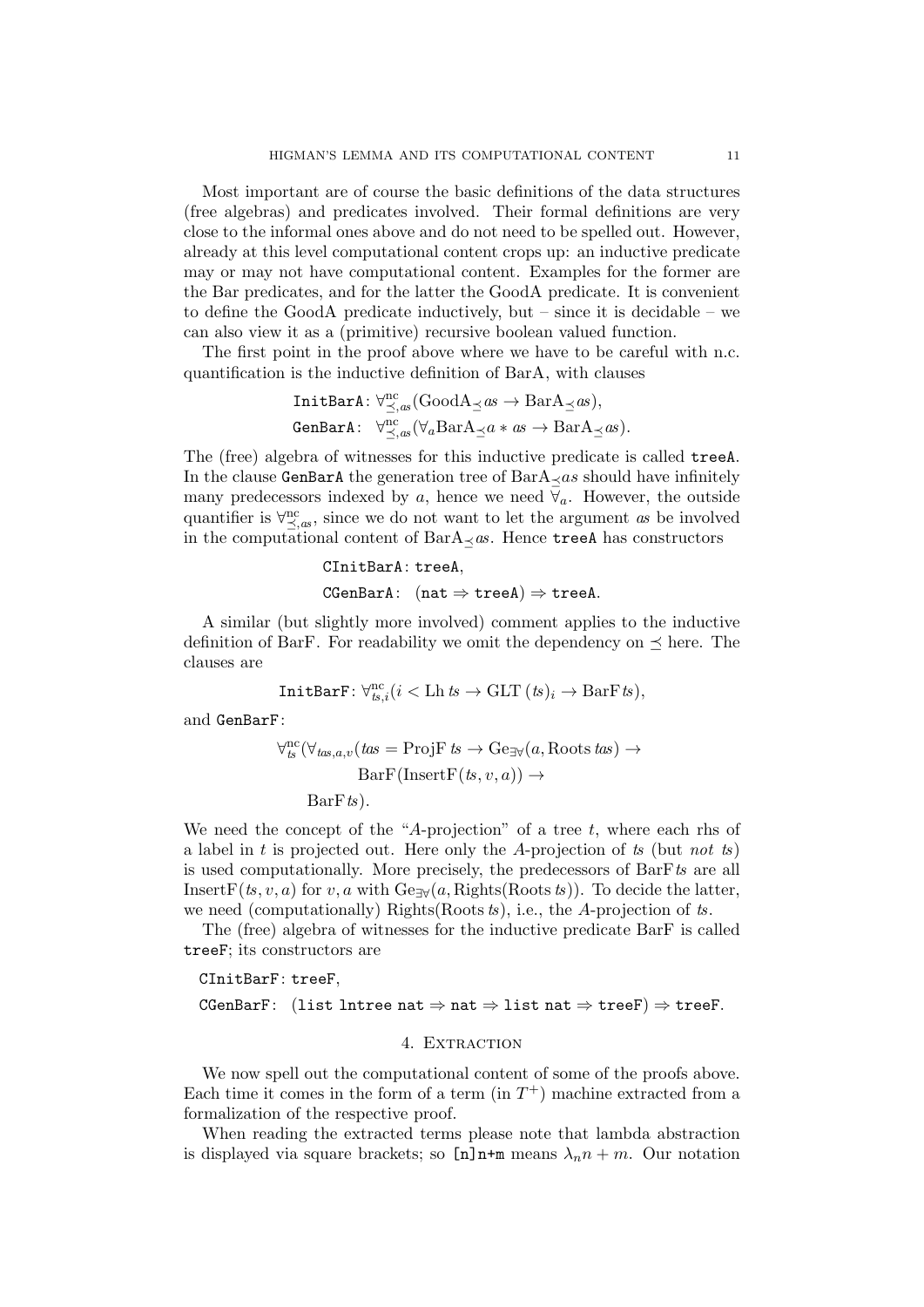Most important are of course the basic definitions of the data structures (free algebras) and predicates involved. Their formal definitions are very close to the informal ones above and do not need to be spelled out. However, already at this level computational content crops up: an inductive predicate may or may not have computational content. Examples for the former are the Bar predicates, and for the latter the GoodA predicate. It is convenient to define the GoodA predicate inductively, but – since it is decidable – we can also view it as a (primitive) recursive boolean valued function.

The first point in the proof above where we have to be careful with n.c. quantification is the inductive definition of BarA, with clauses

$$\texttt{InitBarA}\colon \forall^{\mathrm{nc}}_{\preceq, as}(\mathrm{GoodA}_{\preceq}\, as \to \mathrm{BarA}_{\preceq} as),$$
$$\texttt{GenBarA}\colon\ \forall^{\mathrm{nc}}_{\preceq, as}(\forall_a \mathrm{BarA}_{\preceq} a * as \to \mathrm{BarA}_{\preceq} as).$$

The (free) algebra of witnesses for this inductive predicate is called `treeA`. In the clause `GenBarA` the generation tree of $\mathrm{BarA}_{\preceq} as$ should have infinitely many predecessors indexed by $a$, hence we need $\forall_a$. However, the outside quantifier is $\forall^{\mathrm{nc}}_{\preceq, as}$, since we do not want to let the argument $as$ be involved in the computational content of $\mathrm{BarA}_{\preceq} as$. Hence `treeA` has constructors

$$\texttt{CInitBarA}\colon \texttt{treeA},$$
$$\texttt{CGenBarA}\colon\ (\texttt{nat} \Rightarrow \texttt{treeA}) \Rightarrow \texttt{treeA}.$$

A similar (but slightly more involved) comment applies to the inductive definition of BarF. For readability we omit the dependency on $\preceq$ here. The clauses are

$$\texttt{InitBarF}\colon \forall^{\mathrm{nc}}_{ts,i}(i < \mathrm{Lh}\, ts \to \mathrm{GLT}\,(ts)_i \to \mathrm{BarF}\, ts),$$

and `GenBarF`:

$$\forall^{\mathrm{nc}}_{ts}(\forall_{tas,a,v}(tas = \mathrm{ProjF}\, ts \to \mathrm{Ge}_{\exists\forall}(a, \mathrm{Roots}\, tas) \to \mathrm{BarF}(\mathrm{InsertF}(ts, v, a)) \to \mathrm{BarF}\, ts).$$

We need the concept of the "$A$-projection" of a tree $t$, where each rhs of a label in $t$ is projected out. Here only the $A$-projection of $ts$ (but *not* $ts$) is used computationally. More precisely, the predecessors of $\mathrm{BarF}\, ts$ are all $\mathrm{InsertF}(ts, v, a)$ for $v, a$ with $\mathrm{Ge}_{\exists\forall}(a, \mathrm{Rights}(\mathrm{Roots}\, ts))$. To decide the latter, we need (computationally) $\mathrm{Rights}(\mathrm{Roots}\, ts)$, i.e., the $A$-projection of $ts$.

The (free) algebra of witnesses for the inductive predicate BarF is called `treeF`; its constructors are

$$\texttt{CInitBarF}\colon \texttt{treeF},$$
$$\texttt{CGenBarF}\colon\ (\texttt{list lntree nat} \Rightarrow \texttt{nat} \Rightarrow \texttt{list nat} \Rightarrow \texttt{treeF}) \Rightarrow \texttt{treeF}.$$

## 4. Extraction

We now spell out the computational content of some of the proofs above. Each time it comes in the form of a term (in $T^+$) machine extracted from a formalization of the respective proof.

When reading the extracted terms please note that lambda abstraction is displayed via square brackets; so `[n]n+m` means $\lambda_n n + m$. Our notation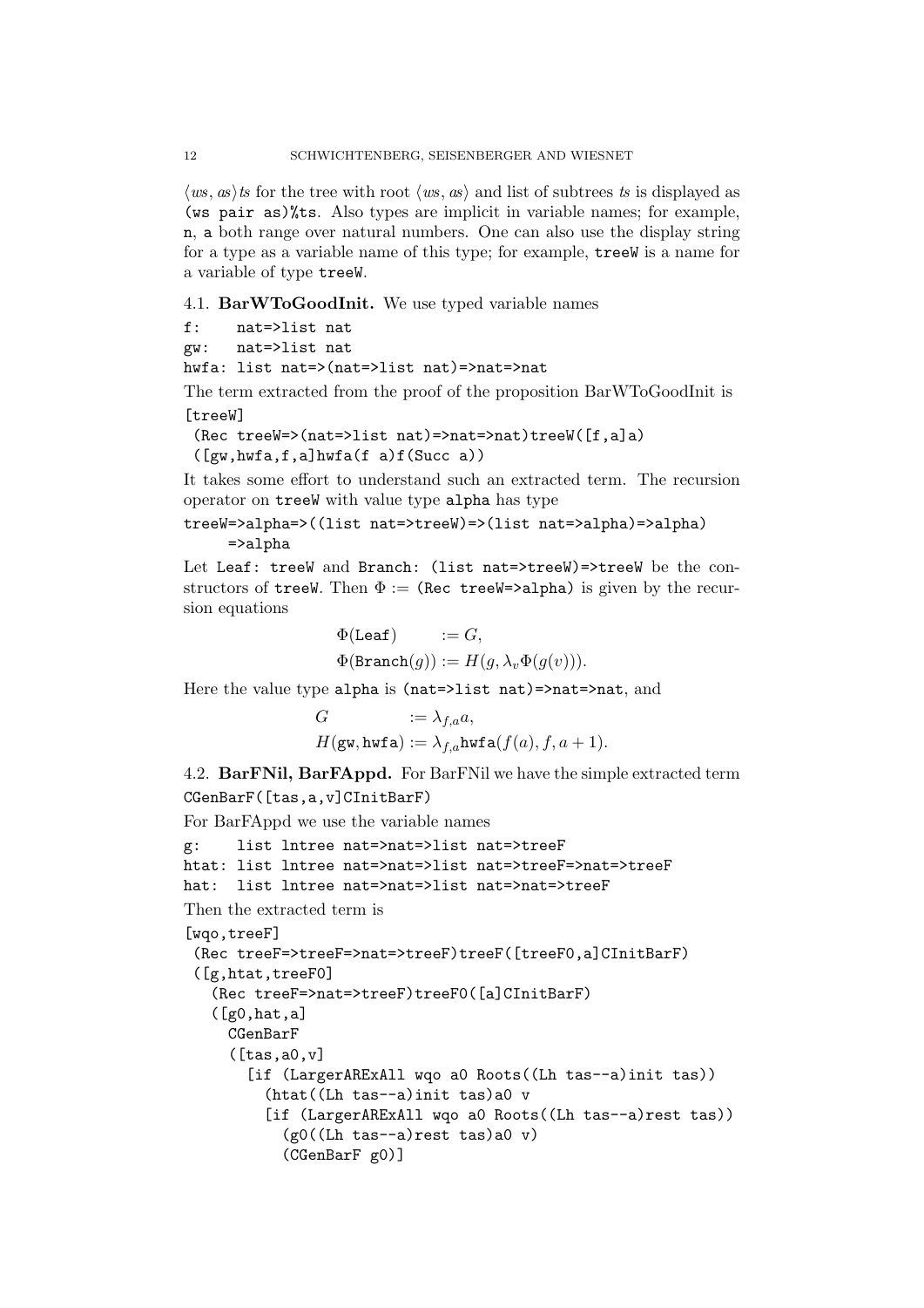$\langle ws, as\rangle ts$ for the tree with root $\langle ws, as\rangle$ and list of subtrees $ts$ is displayed as `(ws pair as)%ts`. Also types are implicit in variable names; for example, `n`, `a` both range over natural numbers. One can also use the display string for a type as a variable name of this type; for example, `treeW` is a name for a variable of type `treeW`.

### 4.1. BarWToGoodInit.

We use typed variable names

```
f:    nat=>list nat
gw:   nat=>list nat
hwfa: list nat=>(nat=>list nat)=>nat=>nat
```

The term extracted from the proof of the proposition BarWToGoodInit is

```
[treeW]
 (Rec treeW=>(nat=>list nat)=>nat=>nat)treeW([f,a]a)
 ([gw,hwfa,f,a]hwfa(f a)f(Succ a))
```

It takes some effort to understand such an extracted term. The recursion operator on `treeW` with value type `alpha` has type

```
treeW=>alpha=>((list nat=>treeW)=>(list nat=>alpha)=>alpha)
     =>alpha
```

Let `Leaf: treeW` and `Branch: (list nat=>treeW)=>treeW` be the constructors of `treeW`. Then $\Phi :=$ `(Rec treeW=>alpha)` is given by the recursion equations

$$
\begin{aligned}
\Phi(\texttt{Leaf}) &:= G, \\
\Phi(\texttt{Branch}(g)) &:= H(g, \lambda_v \Phi(g(v))).
\end{aligned}
$$

Here the value type `alpha` is `(nat=>list nat)=>nat=>nat`, and

$$
\begin{aligned}
G &:= \lambda_{f,a} a, \\
H(\texttt{gw}, \texttt{hwfa}) &:= \lambda_{f,a} \texttt{hwfa}(f(a), f, a+1).
\end{aligned}
$$

### 4.2. BarFNil, BarFAppd.

For BarFNil we have the simple extracted term

```
CGenBarF([tas,a,v]CInitBarF)
```

For BarFAppd we use the variable names

```
g:    list lntree nat=>nat=>list nat=>treeF
htat: list lntree nat=>nat=>list nat=>treeF=>nat=>treeF
hat:  list lntree nat=>nat=>list nat=>nat=>treeF
```

Then the extracted term is

```
[wqo,treeF]
 (Rec treeF=>treeF=>nat=>treeF)treeF([treeF0,a]CInitBarF)
 ([g,htat,treeF0]
   (Rec treeF=>nat=>treeF)treeF0([a]CInitBarF)
   ([g0,hat,a]
     CGenBarF
     ([tas,a0,v]
       [if (LargerARExAll wqo a0 Roots((Lh tas--a)init tas))
         (htat((Lh tas--a)init tas)a0 v
         [if (LargerARExAll wqo a0 Roots((Lh tas--a)rest tas))
           (g0((Lh tas--a)rest tas)a0 v)
           (CGenBarF g0)]
```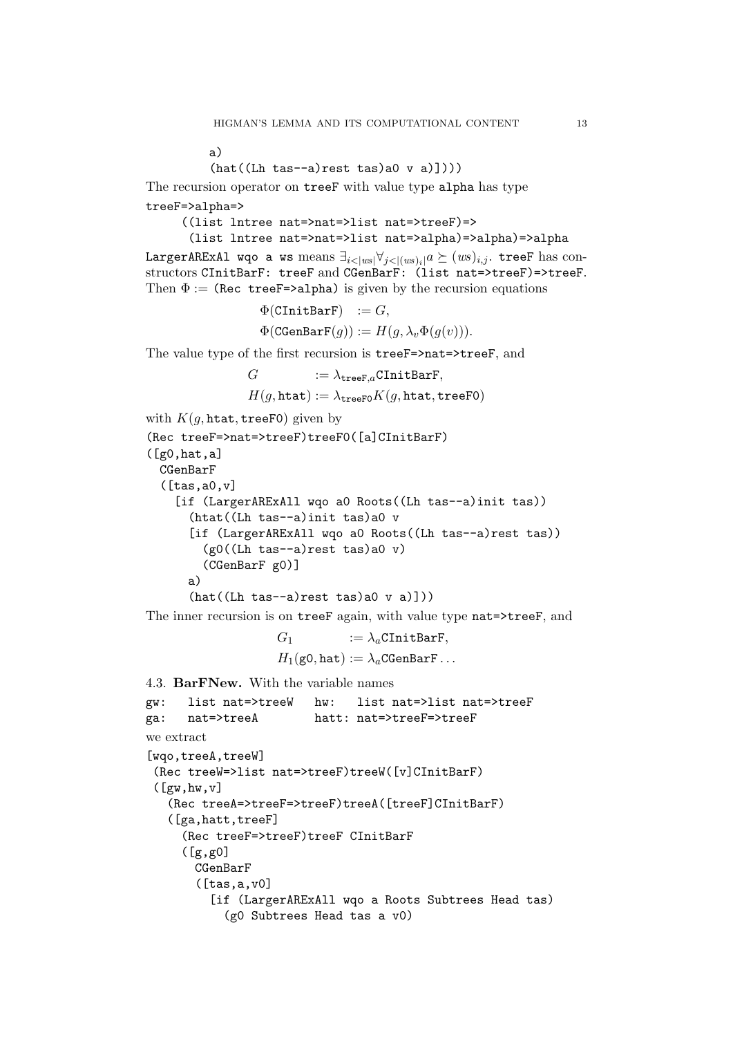```
        a)
        (hat((Lh tas--a)rest tas)a0 v a)])))
```

The recursion operator on `treeF` with value type `alpha` has type

```
treeF=>alpha=>
    ((list lntree nat=>nat=>list nat=>treeF)=>
     (list lntree nat=>nat=>list nat=>alpha)=>alpha)=>alpha
```

`LargerARExAll wqo a ws` means $\exists_{i<|ws|}\forall_{j<|(ws)_i|} a \succeq (ws)_{i,j}$. `treeF` has constructors `CInitBarF: treeF` and `CGenBarF: (list nat=>treeF)=>treeF`. Then $\Phi :=$ `(Rec treeF=>alpha)` is given by the recursion equations

$$\Phi(\texttt{CInitBarF}) \quad := G,$$
$$\Phi(\texttt{CGenBarF}(g)) := H(g, \lambda_v \Phi(g(v))).$$

The value type of the first recursion is `treeF=>nat=>treeF`, and

$$G \qquad\qquad := \lambda_{\texttt{treeF},a}\texttt{CInitBarF},$$
$$H(g, \texttt{htat}) := \lambda_{\texttt{treeF0}} K(g, \texttt{htat}, \texttt{treeF0})$$

with $K(g, \texttt{htat}, \texttt{treeF0})$ given by

```
(Rec treeF=>nat=>treeF)treeF0([a]CInitBarF)
([g0,hat,a]
  CGenBarF
  ([tas,a0,v]
    [if (LargerARExAll wqo a0 Roots((Lh tas--a)init tas))
      (htat((Lh tas--a)init tas)a0 v
      [if (LargerARExAll wqo a0 Roots((Lh tas--a)rest tas))
        (g0((Lh tas--a)rest tas)a0 v)
        (CGenBarF g0)]
      a)
      (hat((Lh tas--a)rest tas)a0 v a)]))
```

The inner recursion is on `treeF` again, with value type `nat=>treeF`, and

$$G_1 \qquad\qquad := \lambda_a \texttt{CInitBarF},$$
$$H_1(\texttt{g0}, \texttt{hat}) := \lambda_a \texttt{CGenBarF}\ldots$$

### 4.3. **BarFNew.**

With the variable names

```
gw:   list nat=>treeW   hw:   list nat=>list nat=>treeF
ga:   nat=>treeA        hatt: nat=>treeF=>treeF
```

we extract

```
[wqo,treeA,treeW]
 (Rec treeW=>list nat=>treeF)treeW([v]CInitBarF)
 ([gw,hw,v]
   (Rec treeA=>treeF=>treeF)treeA([treeF]CInitBarF)
   ([ga,hatt,treeF]
     (Rec treeF=>treeF)treeF CInitBarF
     ([g,g0]
       CGenBarF
       ([tas,a,v0]
         [if (LargerARExAll wqo a Roots Subtrees Head tas)
           (g0 Subtrees Head tas a v0)
```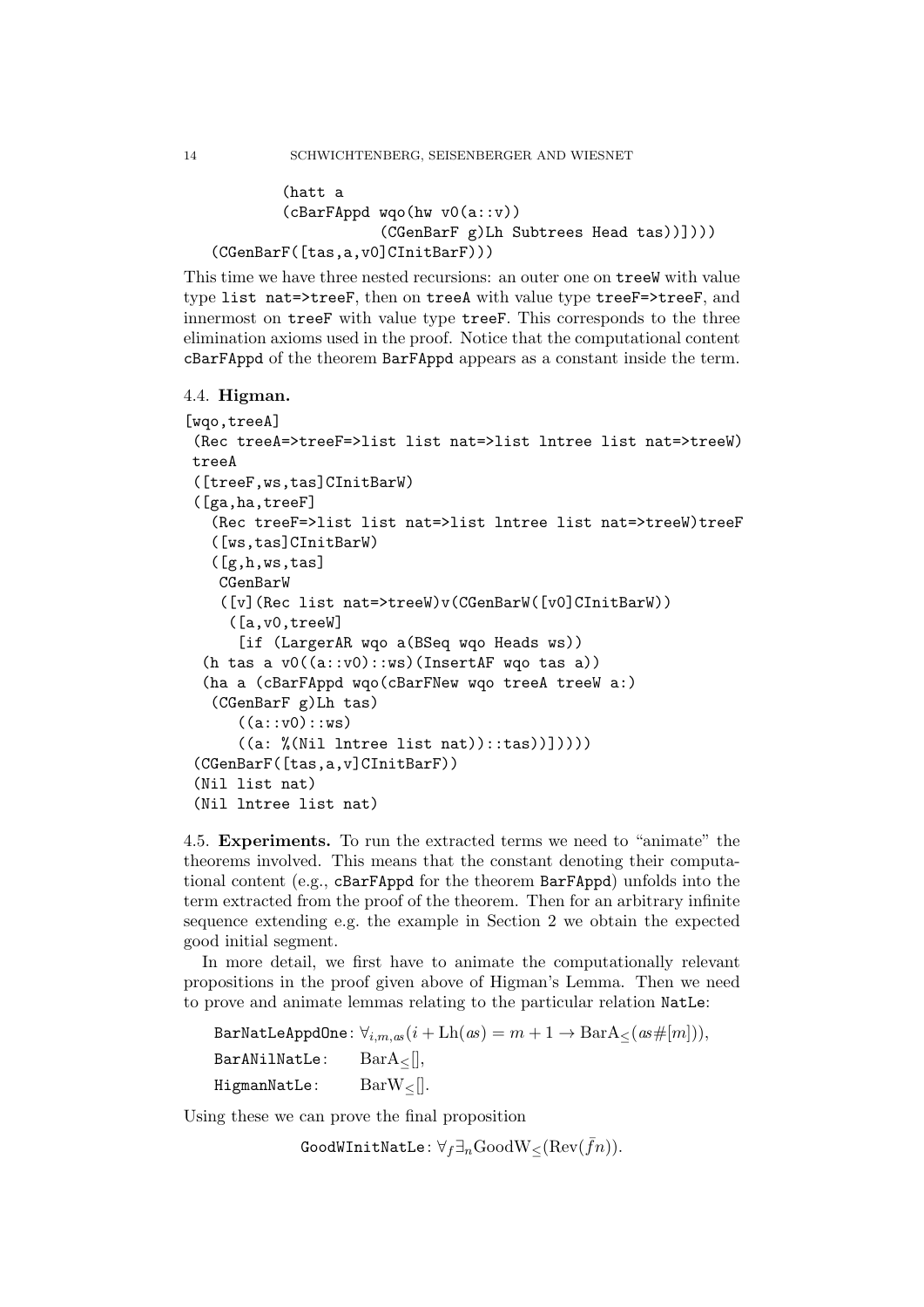```
        (hatt a
        (cBarFAppd wqo(hw v0(a::v))
                        (CGenBarF g)Lh Subtrees Head tas))])))
  (CGenBarF([tas,a,v0]CInitBarF)))
```

This time we have three nested recursions: an outer one on `treeW` with value type `list nat=>treeF`, then on `treeA` with value type `treeF=>treeF`, and innermost on `treeF` with value type `treeF`. This corresponds to the three elimination axioms used in the proof. Notice that the computational content `cBarFAppd` of the theorem `BarFAppd` appears as a constant inside the term.

### 4.4. Higman.

```
[wqo,treeA]
 (Rec treeA=>treeF=>list list nat=>list lntree list nat=>treeW)
 treeA
 ([treeF,ws,tas]CInitBarW)
 ([ga,ha,treeF]
   (Rec treeF=>list list nat=>list lntree list nat=>treeW)treeF
   ([ws,tas]CInitBarW)
   ([g,h,ws,tas]
    CGenBarW
    ([v](Rec list nat=>treeW)v(CGenBarW([v0]CInitBarW))
     ([a,v0,treeW]
      [if (LargerAR wqo a(BSeq wqo Heads ws))
  (h tas a v0((a::v0)::ws)(InsertAF wqo tas a))
  (ha a (cBarFAppd wqo(cBarFNew wqo treeA treeW a:)
   (CGenBarF g)Lh tas)
      ((a::v0)::ws)
      ((a: %(Nil lntree list nat))::tas))])))))
 (CGenBarF([tas,a,v]CInitBarF))
 (Nil list nat)
 (Nil lntree list nat)
```

4.5. **Experiments.** To run the extracted terms we need to "animate" the theorems involved. This means that the constant denoting their computational content (e.g., `cBarFAppd` for the theorem `BarFAppd`) unfolds into the term extracted from the proof of the theorem. Then for an arbitrary infinite sequence extending e.g. the example in Section 2 we obtain the expected good initial segment.

In more detail, we first have to animate the computationally relevant propositions in the proof given above of Higman's Lemma. Then we need to prove and animate lemmas relating to the particular relation `NatLe`:

`BarNatLeAppdOne`: $\forall_{i,m,as}(i + \mathrm{Lh}(as) = m + 1 \to \mathrm{BarA}_{\leq}(as\#[m]))$,

`BarANilNatLe`: $\mathrm{BarA}_{\leq}[]$,

`HigmanNatLe`: $\mathrm{BarW}_{\leq}[]$.

Using these we can prove the final proposition

$$\texttt{GoodWInitNatLe}: \forall_f \exists_n \mathrm{GoodW}_{\leq}(\mathrm{Rev}(\bar{f}n)).$$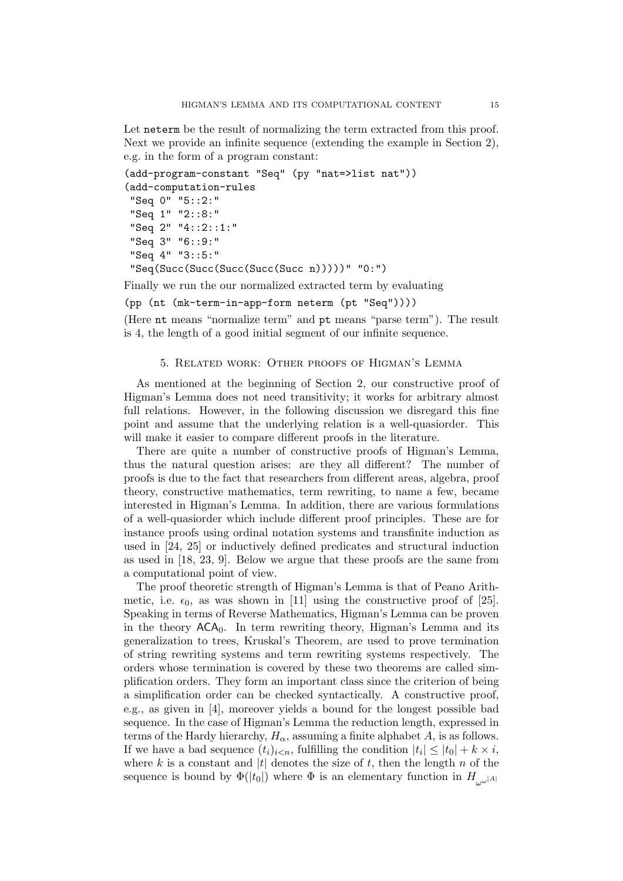Let `neterm` be the result of normalizing the term extracted from this proof. Next we provide an infinite sequence (extending the example in Section 2), e.g. in the form of a program constant:

```
(add-program-constant "Seq" (py "nat=>list nat"))
(add-computation-rules
 "Seq 0" "5::2:"
 "Seq 1" "2::8:"
 "Seq 2" "4::2::1:"
 "Seq 3" "6::9:"
 "Seq 4" "3::5:"
 "Seq(Succ(Succ(Succ(Succ(Succ n)))))" "0:")
```

Finally we run the our normalized extracted term by evaluating

```
(pp (nt (mk-term-in-app-form neterm (pt "Seq"))))
```

(Here `nt` means "normalize term" and `pt` means "parse term"). The result is 4, the length of a good initial segment of our infinite sequence.

## 5. Related work: Other proofs of Higman's Lemma

As mentioned at the beginning of Section 2, our constructive proof of Higman's Lemma does not need transitivity; it works for arbitrary almost full relations. However, in the following discussion we disregard this fine point and assume that the underlying relation is a well-quasiorder. This will make it easier to compare different proofs in the literature.

There are quite a number of constructive proofs of Higman's Lemma, thus the natural question arises: are they all different? The number of proofs is due to the fact that researchers from different areas, algebra, proof theory, constructive mathematics, term rewriting, to name a few, became interested in Higman's Lemma. In addition, there are various formulations of a well-quasiorder which include different proof principles. These are for instance proofs using ordinal notation systems and transfinite induction as used in [24, 25] or inductively defined predicates and structural induction as used in [18, 23, 9]. Below we argue that these proofs are the same from a computational point of view.

The proof theoretic strength of Higman's Lemma is that of Peano Arithmetic, i.e. $\epsilon_0$, as was shown in [11] using the constructive proof of [25]. Speaking in terms of Reverse Mathematics, Higman's Lemma can be proven in the theory $\mathsf{ACA}_0$. In term rewriting theory, Higman's Lemma and its generalization to trees, Kruskal's Theorem, are used to prove termination of string rewriting systems and term rewriting systems respectively. The orders whose termination is covered by these two theorems are called simplification orders. They form an important class since the criterion of being a simplification order can be checked syntactically. A constructive proof, e.g., as given in [4], moreover yields a bound for the longest possible bad sequence. In the case of Higman's Lemma the reduction length, expressed in terms of the Hardy hierarchy, $H_\alpha$, assuming a finite alphabet $A$, is as follows. If we have a bad sequence $(t_i)_{i<n}$, fulfilling the condition $|t_i| \leq |t_0| + k \times i$, where $k$ is a constant and $|t|$ denotes the size of $t$, then the length $n$ of the sequence is bound by $\Phi(|t_0|)$ where $\Phi$ is an elementary function in $H_{\omega^{\omega^{|A|}}}$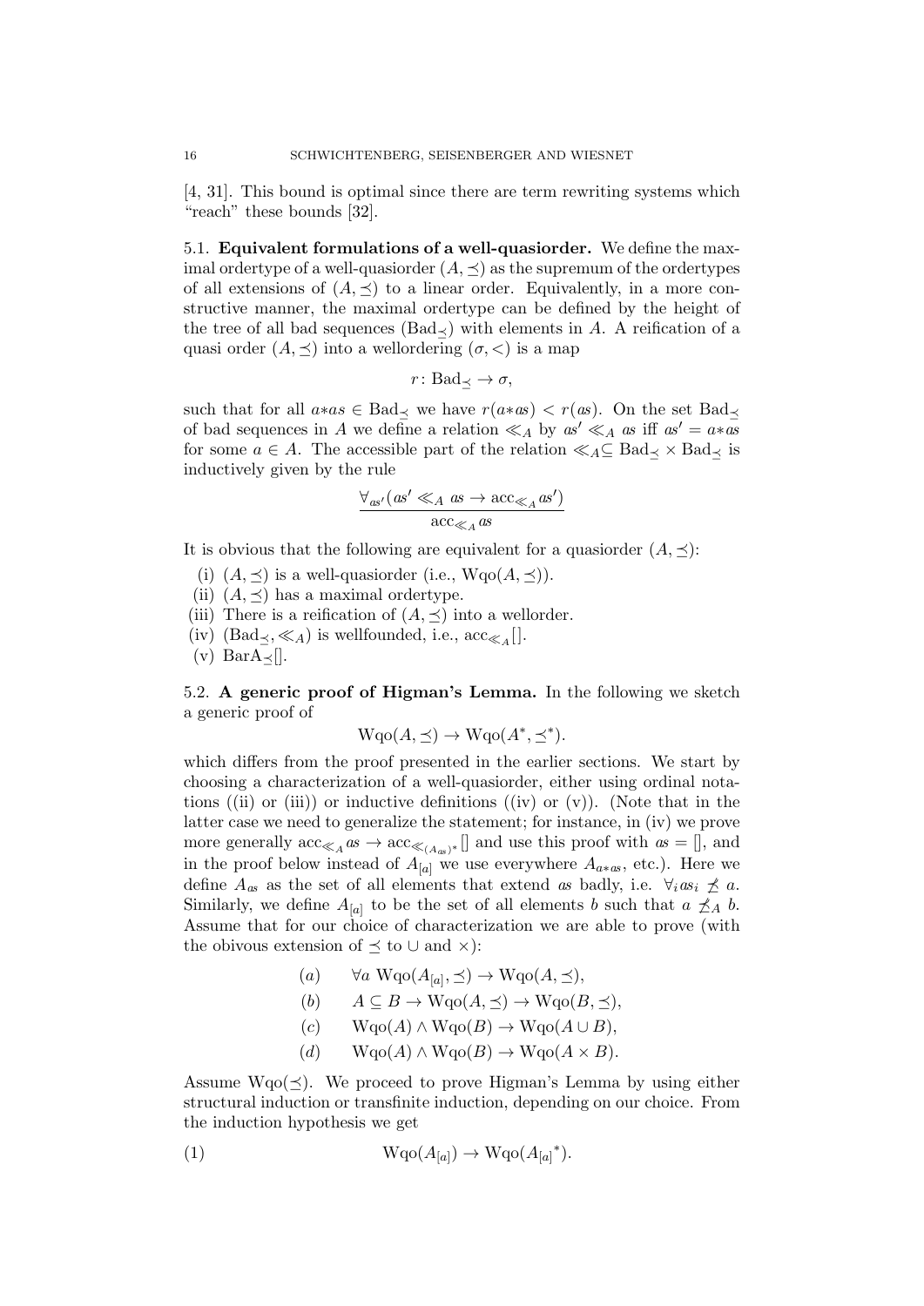[4, 31]. This bound is optimal since there are term rewriting systems which "reach" these bounds [32].

**5.1. Equivalent formulations of a well-quasiorder.** We define the maximal ordertype of a well-quasiorder $(A, \preceq)$ as the supremum of the ordertypes of all extensions of $(A, \preceq)$ to a linear order. Equivalently, in a more constructive manner, the maximal ordertype can be defined by the height of the tree of all bad sequences ($\mathrm{Bad}_{\preceq}$) with elements in $A$. A reification of a quasi order $(A, \preceq)$ into a wellordering $(\sigma, <)$ is a map

$$r \colon \mathrm{Bad}_{\preceq} \to \sigma,$$

such that for all $a{*}as \in \mathrm{Bad}_{\preceq}$ we have $r(a{*}as) < r(as)$. On the set $\mathrm{Bad}_{\preceq}$ of bad sequences in $A$ we define a relation $\ll_A$ by $as' \ll_A as$ iff $as' = a{*}as$ for some $a \in A$. The accessible part of the relation $\ll_A \subseteq \mathrm{Bad}_{\preceq} \times \mathrm{Bad}_{\preceq}$ is inductively given by the rule

$$\frac{\forall_{as'}(as' \ll_A as \to \mathrm{acc}_{\ll_A} as')}{\mathrm{acc}_{\ll_A} as}$$

It is obvious that the following are equivalent for a quasiorder $(A, \preceq)$:

(i) $(A, \preceq)$ is a well-quasiorder (i.e., $\mathrm{Wqo}(A, \preceq)$).
(ii) $(A, \preceq)$ has a maximal ordertype.
(iii) There is a reification of $(A, \preceq)$ into a wellorder.
(iv) $(\mathrm{Bad}_{\preceq}, \ll_A)$ is wellfounded, i.e., $\mathrm{acc}_{\ll_A}[]$.
(v) $\mathrm{BarA}_{\preceq}[]$.

**5.2. A generic proof of Higman's Lemma.** In the following we sketch a generic proof of

$$\mathrm{Wqo}(A, \preceq) \to \mathrm{Wqo}(A^*, \preceq^*).$$

which differs from the proof presented in the earlier sections. We start by choosing a characterization of a well-quasiorder, either using ordinal notations ((ii) or (iii)) or inductive definitions ((iv) or (v)). (Note that in the latter case we need to generalize the statement; for instance, in (iv) we prove more generally $\mathrm{acc}_{\ll_A} as \to \mathrm{acc}_{\ll_{(A_{as})^*}}[]$ and use this proof with $as = []$, and in the proof below instead of $A_{[a]}$ we use everywhere $A_{a*as}$, etc.). Here we define $A_{as}$ as the set of all elements that extend $as$ badly, i.e. $\forall_i as_i \not\preceq a$. Similarly, we define $A_{[a]}$ to be the set of all elements $b$ such that $a \not\preceq_A b$. Assume that for our choice of characterization we are able to prove (with the obivous extension of $\preceq$ to $\cup$ and $\times$):

$$(a) \qquad \forall a \ \mathrm{Wqo}(A_{[a]}, \preceq) \to \mathrm{Wqo}(A, \preceq),$$
$$(b) \qquad A \subseteq B \to \mathrm{Wqo}(A, \preceq) \to \mathrm{Wqo}(B, \preceq),$$
$$(c) \qquad \mathrm{Wqo}(A) \wedge \mathrm{Wqo}(B) \to \mathrm{Wqo}(A \cup B),$$
$$(d) \qquad \mathrm{Wqo}(A) \wedge \mathrm{Wqo}(B) \to \mathrm{Wqo}(A \times B).$$

Assume $\mathrm{Wqo}(\preceq)$. We proceed to prove Higman's Lemma by using either structural induction or transfinite induction, depending on our choice. From the induction hypothesis we get

$$\mathrm{Wqo}(A_{[a]}) \to \mathrm{Wqo}({A_{[a]}}^*). \tag{1}$$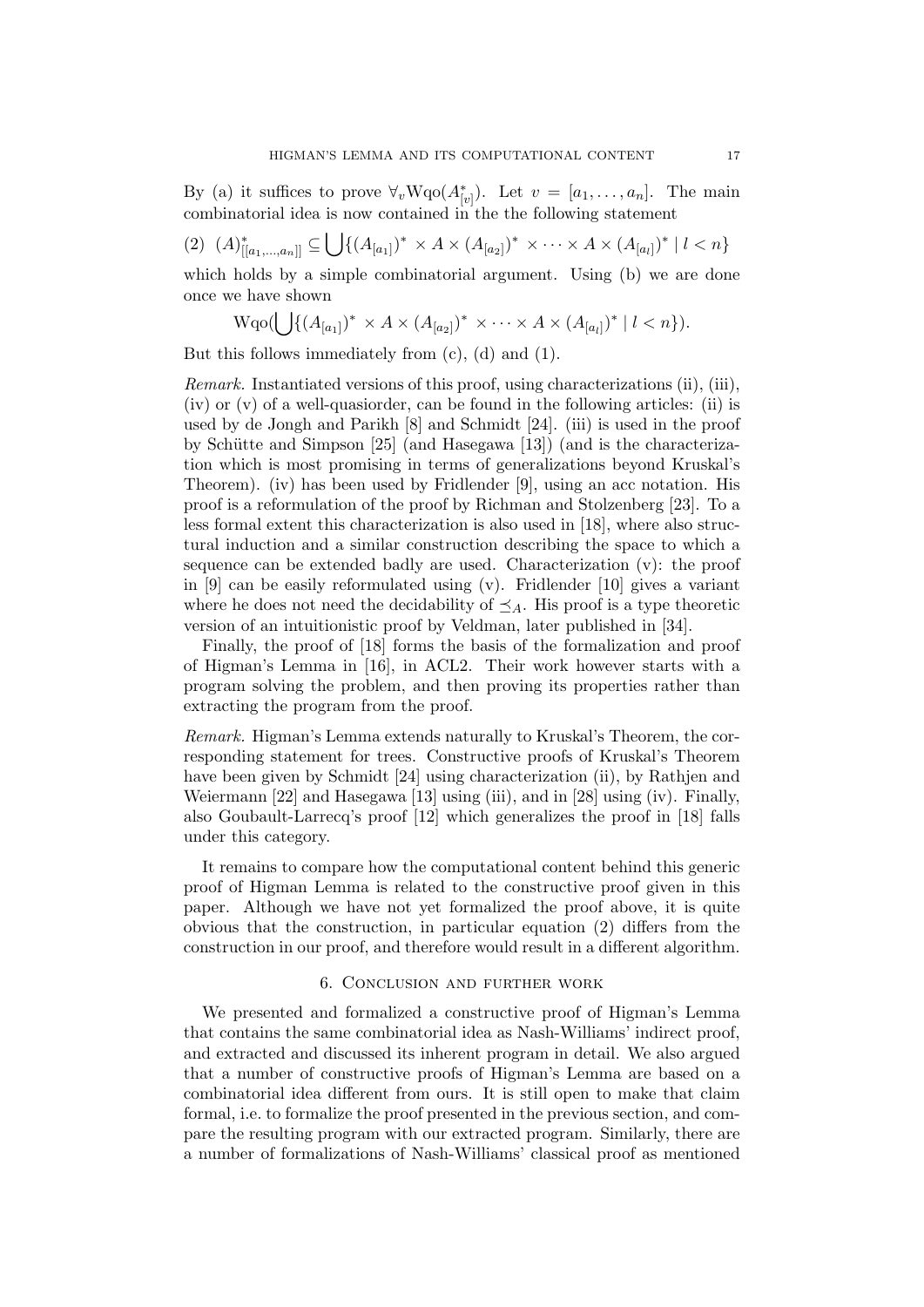By (a) it suffices to prove $\forall_v \mathrm{Wqo}(A^*_{[v]})$. Let $v = [a_1, \ldots, a_n]$. The main combinatorial idea is now contained in the the following statement

$$(2) \quad (A)^*_{[[a_1,\ldots,a_n]]} \subseteq \bigcup\{(A_{[a_1]})^* \times A \times (A_{[a_2]})^* \times \cdots \times A \times (A_{[a_l]})^* \mid l < n\}$$

which holds by a simple combinatorial argument. Using (b) we are done once we have shown

$$\mathrm{Wqo}(\bigcup\{(A_{[a_1]})^* \times A \times (A_{[a_2]})^* \times \cdots \times A \times (A_{[a_l]})^* \mid l < n\}).$$

But this follows immediately from (c), (d) and (1).

*Remark.* Instantiated versions of this proof, using characterizations (ii), (iii), (iv) or (v) of a well-quasiorder, can be found in the following articles: (ii) is used by de Jongh and Parikh [8] and Schmidt [24]. (iii) is used in the proof by Schütte and Simpson [25] (and Hasegawa [13]) (and is the characterization which is most promising in terms of generalizations beyond Kruskal's Theorem). (iv) has been used by Fridlender [9], using an acc notation. His proof is a reformulation of the proof by Richman and Stolzenberg [23]. To a less formal extent this characterization is also used in [18], where also structural induction and a similar construction describing the space to which a sequence can be extended badly are used. Characterization (v): the proof in [9] can be easily reformulated using (v). Fridlender [10] gives a variant where he does not need the decidability of $\preceq_A$. His proof is a type theoretic version of an intuitionistic proof by Veldman, later published in [34].

Finally, the proof of [18] forms the basis of the formalization and proof of Higman's Lemma in [16], in ACL2. Their work however starts with a program solving the problem, and then proving its properties rather than extracting the program from the proof.

*Remark.* Higman's Lemma extends naturally to Kruskal's Theorem, the corresponding statement for trees. Constructive proofs of Kruskal's Theorem have been given by Schmidt [24] using characterization (ii), by Rathjen and Weiermann [22] and Hasegawa [13] using (iii), and in [28] using (iv). Finally, also Goubault-Larrecq's proof [12] which generalizes the proof in [18] falls under this category.

It remains to compare how the computational content behind this generic proof of Higman Lemma is related to the constructive proof given in this paper. Although we have not yet formalized the proof above, it is quite obvious that the construction, in particular equation (2) differs from the construction in our proof, and therefore would result in a different algorithm.

## 6. Conclusion and further work

We presented and formalized a constructive proof of Higman's Lemma that contains the same combinatorial idea as Nash-Williams' indirect proof, and extracted and discussed its inherent program in detail. We also argued that a number of constructive proofs of Higman's Lemma are based on a combinatorial idea different from ours. It is still open to make that claim formal, i.e. to formalize the proof presented in the previous section, and compare the resulting program with our extracted program. Similarly, there are a number of formalizations of Nash-Williams' classical proof as mentioned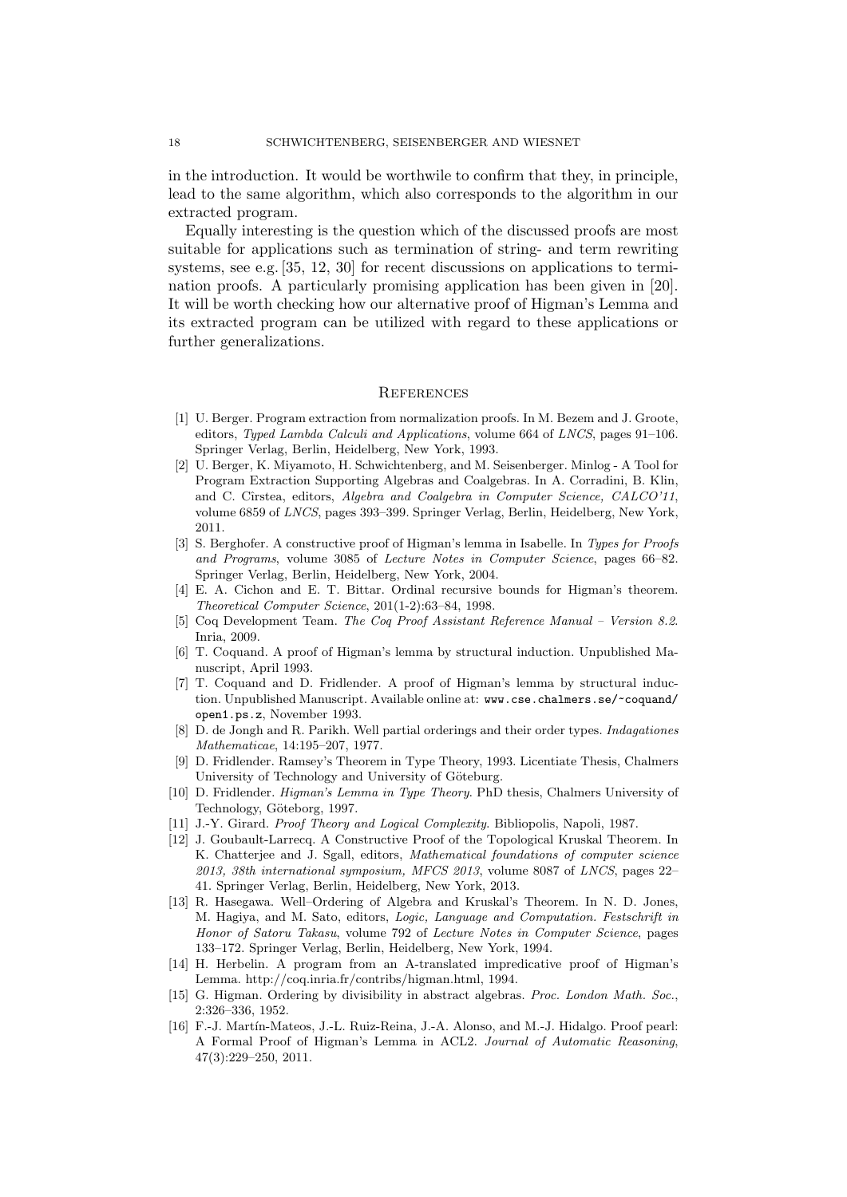in the introduction. It would be worthwile to confirm that they, in principle, lead to the same algorithm, which also corresponds to the algorithm in our extracted program.

Equally interesting is the question which of the discussed proofs are most suitable for applications such as termination of string- and term rewriting systems, see e.g. [35, 12, 30] for recent discussions on applications to termination proofs. A particularly promising application has been given in [20]. It will be worth checking how our alternative proof of Higman's Lemma and its extracted program can be utilized with regard to these applications or further generalizations.

## References

[1] U. Berger. Program extraction from normalization proofs. In M. Bezem and J. Groote, editors, *Typed Lambda Calculi and Applications*, volume 664 of *LNCS*, pages 91–106. Springer Verlag, Berlin, Heidelberg, New York, 1993.

[2] U. Berger, K. Miyamoto, H. Schwichtenberg, and M. Seisenberger. Minlog - A Tool for Program Extraction Supporting Algebras and Coalgebras. In A. Corradini, B. Klin, and C. Cîrstea, editors, *Algebra and Coalgebra in Computer Science, CALCO'11*, volume 6859 of *LNCS*, pages 393–399. Springer Verlag, Berlin, Heidelberg, New York, 2011.

[3] S. Berghofer. A constructive proof of Higman's lemma in Isabelle. In *Types for Proofs and Programs*, volume 3085 of *Lecture Notes in Computer Science*, pages 66–82. Springer Verlag, Berlin, Heidelberg, New York, 2004.

[4] E. A. Cichon and E. T. Bittar. Ordinal recursive bounds for Higman's theorem. *Theoretical Computer Science*, 201(1-2):63–84, 1998.

[5] Coq Development Team. *The Coq Proof Assistant Reference Manual – Version 8.2*. Inria, 2009.

[6] T. Coquand. A proof of Higman's lemma by structural induction. Unpublished Manuscript, April 1993.

[7] T. Coquand and D. Fridlender. A proof of Higman's lemma by structural induction. Unpublished Manuscript. Available online at: `www.cse.chalmers.se/~coquand/open1.ps.z`, November 1993.

[8] D. de Jongh and R. Parikh. Well partial orderings and their order types. *Indagationes Mathematicae*, 14:195–207, 1977.

[9] D. Fridlender. Ramsey's Theorem in Type Theory, 1993. Licentiate Thesis, Chalmers University of Technology and University of Göteburg.

[10] D. Fridlender. *Higman's Lemma in Type Theory*. PhD thesis, Chalmers University of Technology, Göteborg, 1997.

[11] J.-Y. Girard. *Proof Theory and Logical Complexity*. Bibliopolis, Napoli, 1987.

[12] J. Goubault-Larrecq. A Constructive Proof of the Topological Kruskal Theorem. In K. Chatterjee and J. Sgall, editors, *Mathematical foundations of computer science 2013, 38th international symposium, MFCS 2013*, volume 8087 of *LNCS*, pages 22–41. Springer Verlag, Berlin, Heidelberg, New York, 2013.

[13] R. Hasegawa. Well–Ordering of Algebra and Kruskal's Theorem. In N. D. Jones, M. Hagiya, and M. Sato, editors, *Logic, Language and Computation. Festschrift in Honor of Satoru Takasu*, volume 792 of *Lecture Notes in Computer Science*, pages 133–172. Springer Verlag, Berlin, Heidelberg, New York, 1994.

[14] H. Herbelin. A program from an A-translated impredicative proof of Higman's Lemma. http://coq.inria.fr/contribs/higman.html, 1994.

[15] G. Higman. Ordering by divisibility in abstract algebras. *Proc. London Math. Soc.*, 2:326–336, 1952.

[16] F.-J. Martín-Mateos, J.-L. Ruiz-Reina, J.-A. Alonso, and M.-J. Hidalgo. Proof pearl: A Formal Proof of Higman's Lemma in ACL2. *Journal of Automatic Reasoning*, 47(3):229–250, 2011.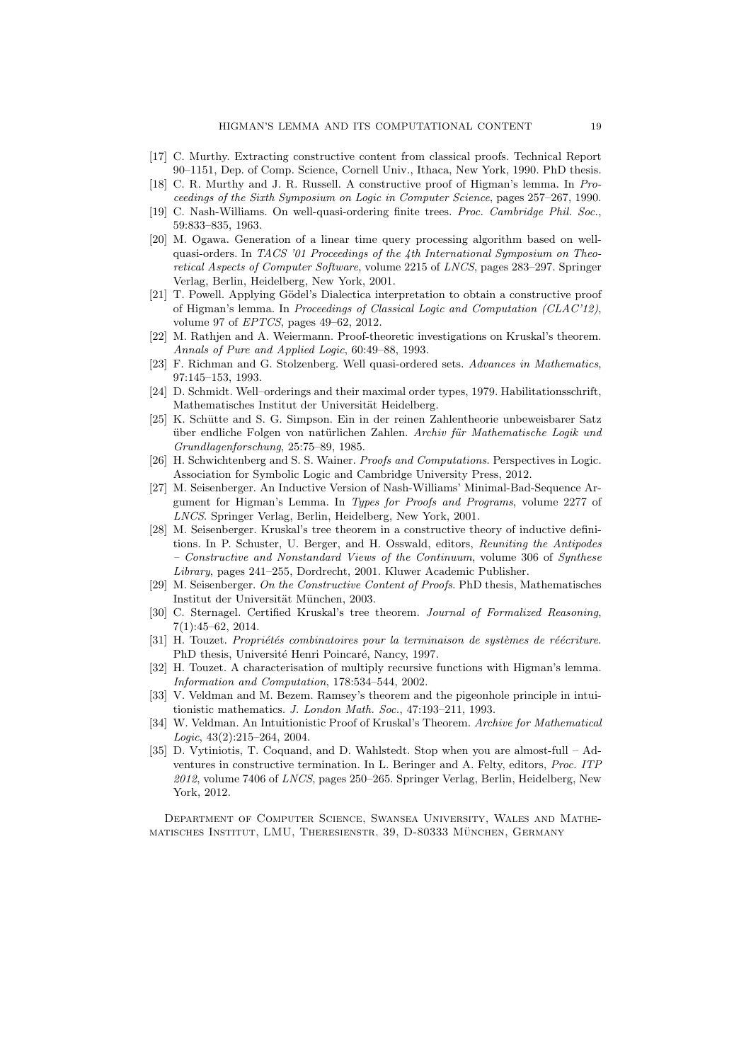[17] C. Murthy. Extracting constructive content from classical proofs. Technical Report 90–1151, Dep. of Comp. Science, Cornell Univ., Ithaca, New York, 1990. PhD thesis.

[18] C. R. Murthy and J. R. Russell. A constructive proof of Higman's lemma. In *Proceedings of the Sixth Symposium on Logic in Computer Science*, pages 257–267, 1990.

[19] C. Nash-Williams. On well-quasi-ordering finite trees. *Proc. Cambridge Phil. Soc.*, 59:833–835, 1963.

[20] M. Ogawa. Generation of a linear time query processing algorithm based on well-quasi-orders. In *TACS '01 Proceedings of the 4th International Symposium on Theoretical Aspects of Computer Software*, volume 2215 of *LNCS*, pages 283–297. Springer Verlag, Berlin, Heidelberg, New York, 2001.

[21] T. Powell. Applying Gödel's Dialectica interpretation to obtain a constructive proof of Higman's lemma. In *Proceedings of Classical Logic and Computation (CLAC'12)*, volume 97 of *EPTCS*, pages 49–62, 2012.

[22] M. Rathjen and A. Weiermann. Proof-theoretic investigations on Kruskal's theorem. *Annals of Pure and Applied Logic*, 60:49–88, 1993.

[23] F. Richman and G. Stolzenberg. Well quasi-ordered sets. *Advances in Mathematics*, 97:145–153, 1993.

[24] D. Schmidt. Well–orderings and their maximal order types, 1979. Habilitationsschrift, Mathematisches Institut der Universität Heidelberg.

[25] K. Schütte and S. G. Simpson. Ein in der reinen Zahlentheorie unbeweisbarer Satz über endliche Folgen von natürlichen Zahlen. *Archiv für Mathematische Logik und Grundlagenforschung*, 25:75–89, 1985.

[26] H. Schwichtenberg and S. S. Wainer. *Proofs and Computations*. Perspectives in Logic. Association for Symbolic Logic and Cambridge University Press, 2012.

[27] M. Seisenberger. An Inductive Version of Nash-Williams' Minimal-Bad-Sequence Argument for Higman's Lemma. In *Types for Proofs and Programs*, volume 2277 of *LNCS*. Springer Verlag, Berlin, Heidelberg, New York, 2001.

[28] M. Seisenberger. Kruskal's tree theorem in a constructive theory of inductive definitions. In P. Schuster, U. Berger, and H. Osswald, editors, *Reuniting the Antipodes – Constructive and Nonstandard Views of the Continuum*, volume 306 of *Synthese Library*, pages 241–255, Dordrecht, 2001. Kluwer Academic Publisher.

[29] M. Seisenberger. *On the Constructive Content of Proofs*. PhD thesis, Mathematisches Institut der Universität München, 2003.

[30] C. Sternagel. Certified Kruskal's tree theorem. *Journal of Formalized Reasoning*, 7(1):45–62, 2014.

[31] H. Touzet. *Propriétés combinatoires pour la terminaison de systèmes de réécriture*. PhD thesis, Université Henri Poincaré, Nancy, 1997.

[32] H. Touzet. A characterisation of multiply recursive functions with Higman's lemma. *Information and Computation*, 178:534–544, 2002.

[33] V. Veldman and M. Bezem. Ramsey's theorem and the pigeonhole principle in intuitionistic mathematics. *J. London Math. Soc.*, 47:193–211, 1993.

[34] W. Veldman. An Intuitionistic Proof of Kruskal's Theorem. *Archive for Mathematical Logic*, 43(2):215–264, 2004.

[35] D. Vytiniotis, T. Coquand, and D. Wahlstedt. Stop when you are almost-full – Adventures in constructive termination. In L. Beringer and A. Felty, editors, *Proc. ITP 2012*, volume 7406 of *LNCS*, pages 250–265. Springer Verlag, Berlin, Heidelberg, New York, 2012.

Department of Computer Science, Swansea University, Wales and Mathematisches Institut, LMU, Theresienstr. 39, D-80333 München, Germany